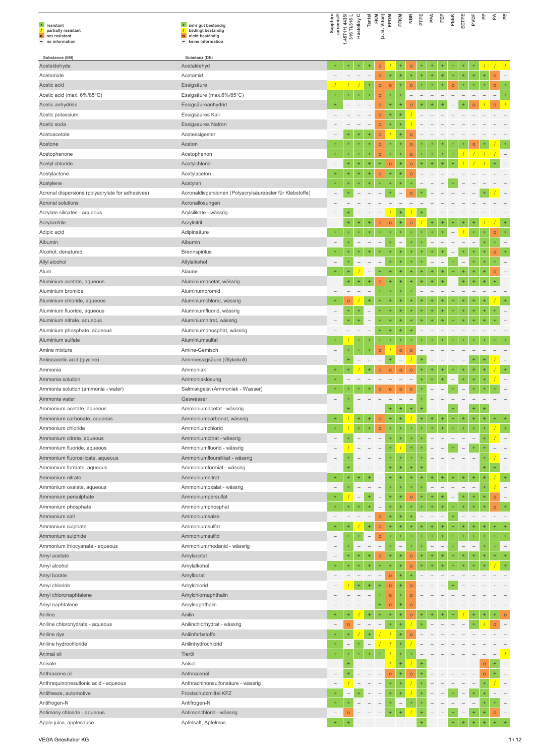| + | resistant | + | sehr gut beständig |
|---|---|---|---|
| / | partially resistant | / | bedingt beständig |
| o | not resistant | o | nicht beständig |
| – | no information | – | keine Information |

| Substance (EN) | Substanz (DE) | Sapphire ceramic® | 1.4571/1.4435/ 316 Ti/316 L | Hastelloy C | Tantal | FKM (z. B. Viton) | EPDM | FFKM | NBR | PTFE | PFA | FEP | PEEK | ECTFE | PVDF | PP | PA | PE |
|---|---|---|---|---|---|---|---|---|---|---|---|---|---|---|---|---|---|---|
| Acetaldehyde | Acetaldehyd | + | + | + | + | o | / | + | o | + | + | + | + | + | + | / | / | / |
| Acetamide | Acetamid | – | – | – | – | o | + | + | + | + | + | + | + | + | + | + | o | – |
| Acetic acid | Essigsäure | / | / | / | + | o | o | + | o | + | + | + | o | + | + | + | o | + |
| Acetic acid (max. 6%/85°C) | Essigsäure (max.6%/85°C) | + | + | + | + | o | + | + | – | – | – | – | – | – | – | – | – | + |
| Acetic anhydride | Essigsäureanhydrid | + | – | – | – | o | + | + | o | + | + | + | – | + | o | / | o | / |
| Acetic potassium | Essigsaures Kali | – | – | – | – | o | + | + | / | – | – | – | – | – | – | – | – | – |
| Acetic soda | Essigsaures Natron | – | – | – | – | o | + | + | / | – | – | – | – | – | – | – | – | – |
| Acetoacetate | Acetessigester | – | + | + | + | o | / | + | o | – | – | – | – | – | – | – | – | – |
| Acetone | Aceton | + | + | + | + | o | + | + | o | + | + | + | + | + | o | + | / | + |
| Acetophenone | Acetophenon | + | + | + | + | o | + | + | o | + | + | + | + | / | / | / | / | – |
| Acetyl chloride | Acetylchlorid | – | + | + | + | + | o | + | o | + | + | + | + | / | / | / | + | – |
| Acetylactone | Acetylaceton | + | + | + | + | o | + | + | o | – | – | – | – | – | – | – | – | – |
| Acetylene | Acetylen | + | + | + | + | + | + | + | + | – | – | – | + | – | – | – | – | – |
| Acronal dispersions (polyacrylate for adhesives) | Acronaldispersionen (Polyacrylsäureester für Klebstoffe) | – | + | – | – | – | + | – | o | + | – | – | – | – | – | + | / | – |
| Acronal solutions | Acronallösungen | – | – | – | – | – | – | – | – | – | – | – | – | – | – | – | – | – |
| Acrylate silicates - aqueous | Arylsilikate - wässrig | – | + | – | – | – | / | + | / | + | – | – | – | – | – | – | – | – |
| Acrylonitrile | Acrylnitril | – | + | + | + | o | o | + | o | / | + | + | + | + | + | / | / | + |
| Adipic acid | Adipinsäure | + | + | + | + | + | + | + | + | + | + | + | – | / | + | + | o | + |
| Albumin | Albumin | – | + | – | – | – | + | – | + | + | – | – | – | – | – | + | + | – |
| Alcohol, denatured | Brennspiritus | + | + | + | + | + | + | + | + | + | + | + | – | + | + | + | o | + |
| Allyl alcohol | Allylalkohol | – | + | – | – | – | + | + | + | + | – | – | + | – | + | + | + | – |
| Alum | Alaune | + | + | / | – | + | + | + | + | + | + | + | + | + | + | + | o | – |
| Aluminium acetate, aqueous | Aluminiumacetat, wässrig | – | + | + | + | o | + | + | + | + | + | + | – | + | + | + | + | – |
| Aluminium bromide | Aluminumbromid | – | – | – | – | + | + | + | + | – | – | – | – | – | – | – | – | – |
| Aluminium chloride, aqueous | Aluminiumchlorid, wässrig | + | o | / | + | + | + | + | + | + | + | + | + | + | + | + | / | + |
| Aluminium fluoride, aqueous | Aluminiumfluorid, wässrig | – | + | + | – | + | + | + | + | + | + | + | + | + | + | + | + | – |
| Aluminium nitrate, aqueous | Aluminiumnitrat, wässrig | – | + | + | – | + | + | + | + | + | + | + | + | + | + | + | + | – |
| Aluminium phosphate, aqueous | Aluminiumphosphat, wässrig | – | – | – | – | + | + | + | + | – | – | – | – | – | – | – | – | – |
| Aluminium sulfate | Aluminiumsulfat | + | / | + | + | + | + | + | + | + | + | + | + | + | + | + | + | + |
| Amine mixture | Amine-Gemisch | – | + | + | + | o | / | o | o | – | – | – | – | – | – | – | – | – |
| Aminoacetic acid (glycine) | Aminoessigsäure (Glykokoll) | – | + | – | – | – | + | – | / | + | – | – | – | – | + | + | / | – |
| Ammonia | Ammoniak | + | + | / | + | o | o | o | o | + | + | + | + | + | + | + | / | + |
| Ammonia solution | Ammoniaklösung | + | – | – | – | – | – | – | – | + | + | + | – | + | + | + | / | – |
| Ammonia solution (ammonia - water) | Salmiakgeist (Ammoniak - Wasser) | + | + | + | + | o | o | o | o | + | – | – | + | – | + | + | + | – |
| Ammonia water | Gaswasser | – | + | – | – | – | – | – | – | + | – | – | – | – | – | – | – | – |
| Ammonium acetate, aqueous | Ammoniumacetat - wässrig | – | + | – | – | – | + | + | + | + | – | – | + | – | + | + | – | – |
| Ammonium carbonate, aqueous | Ammoniumcarbonat, wässrig | + | / | + | + | o | + | + | / | + | + | + | + | + | + | + | + | + |
| Ammonium chloride | Ammoniumchlorid | + | / | + | + | o | + | + | + | + | + | + | + | + | + | + | / | + |
| Ammonium citrate, aqueous | Ammoniumcitrat - wässrig | – | + | – | – | – | + | + | + | + | – | – | – | – | – | + | / | – |
| Ammonium fluoride, aqueous | Ammoniumfluorid - wässrig | – | / | – | – | – | + | / | + | + | – | – | + | – | + | + | – | – |
| Ammonium fluorosilicate, aqueous | Ammoniumfloursilikat - wässrig | – | + | – | – | – | + | + | + | + | – | – | – | – | – | + | / | – |
| Ammonium formate, aqueous | Ammoniumformiat - wässrig | – | + | – | – | – | + | + | + | + | – | – | – | – | – | + | + | – |
| Ammonium nitrate | Ammoniumnitrat | + | + | + | + | – | + | + | + | + | + | + | + | + | + | + | / | + |
| Ammonium oxalate, aqueous | Ammoniumoxalat - wässrig | – | + | – | – | – | + | + | + | + | – | – | – | – | – | + | / | – |
| Ammonium persulphate | Ammoniumpersulfat | + | / | – | + | – | + | + | o | + | + | + | – | + | + | + | o | – |
| Ammonium phosphate | Ammoniumphosphat | + | + | + | + | – | + | + | + | + | + | + | + | + | + | + | o | + |
| Ammonium salt | Ammoniumsalze | – | – | – | – | o | + | + | + | – | – | – | + | – | – | – | – | – |
| Ammonium sulphate | Ammoniumsulfat | + | + | / | + | o | + | + | + | + | + | + | + | + | + | + | + | + |
| Ammonium sulphide | Ammoniumsulfid | – | + | + | – | o | + | + | + | + | + | + | + | + | + | + | + | + |
| Ammonium thiocyanate - aqueous | Ammoniumrhodanid - wässrig | – | + | – | – | – | + | – | + | + | – | – | + | – | – | + | + | – |
| Amyl acetate | Amylacetat | – | + | + | + | o | + | + | o | + | + | + | + | + | + | + | + | + |
| Amyl alcohol | Amylalkohol | + | + | + | + | + | + | + | o | + | + | + | + | + | + | + | / | + |
| Amyl borate | Amylborat | – | – | – | – | – | o | + | + | – | – | – | – | – | – | – | – | – |
| Amyl chloride | Amylchlorid | – | / | + | + | + | o | + | o | – | – | – | + | – | – | – | – | – |
| Amyl chloronaphtalene | Amylchlornaphthalin | – | – | – | – | + | o | + | o | – | – | – | – | – | – | – | – | – |
| Amyl naphtalene | Amylnaphthalin | – | – | – | – | + | o | + | o | – | – | – | – | – | – | – | – | – |
| Aniline | Anilin | + | + | / | + | + | + | + | o | + | + | + | + | / | + | + | + | o |
| Aniline chlorohydrate - aqueous | Anilinchlorhydrat - wässrig | – | o | – | – | – | + | + | / | + | – | – | – | – | + | / | o | – |
| Aniline dye | Anilinfarbstoffe | + | + | / | + | / | / | + | o | – | – | – | – | – | – | – | – | – |
| Aniline hydrochloride | Anilinhydrochlorid | + | – | + | – | / | / | + | / | – | – | – | – | – | – | – | – | – |
| Animal oil | Tieröl | + | + | + | + | + | / | + | + | – | – | – | – | – | – | – | – | / |
| Anisole | Anisol | – | + | – | – | – | / | + | / | + | – | – | – | – | – | o | + | – |
| Anthracene oil | Anthracenöl | – | + | – | – | – | o | + | o | + | – | – | – | – | – | o | + | – |
| Anthraquinonesulfonic acid - aqueous | Anthrachinonsulfonsäure - wässrig | – | / | – | – | – | + | + | / | + | – | – | – | – | – | + | / | – |
| Antifreeze, automotive | Frostschutzmittel KFZ | + | – | + | – | – | + | + | / | + | – | – | + | – | + | + | – | – |
| Antifrogen-N | Antifrogen-N | + | + | – | – | – | + | – | + | + | – | – | – | – | – | + | + | – |
| Antimony chloride - aqueous | Antimonchlorid - wässrig | – | o | – | – | – | + | + | / | + | – | – | + | – | + | + | o | – |
| Apple juice, applesauce | Apfelsaft, Apfelmus | + | + | – | – | – | – | – | – | + | – | – | + | + | + | + | + | + |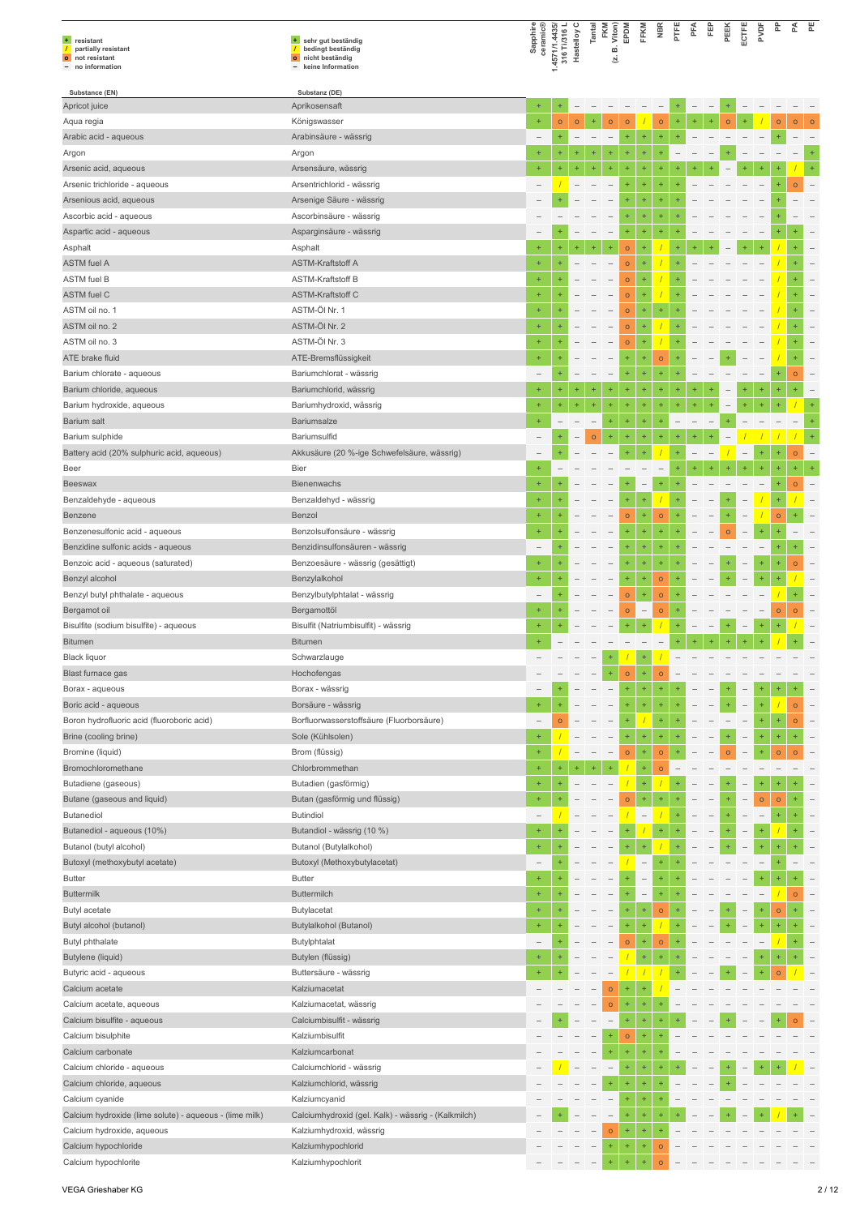| + | resistant | + | sehr gut beständig |
|---|---|---|---|
| / | partially resistant | / | bedingt beständig |
| o | not resistant | o | nicht beständig |
| – | no information | – | keine Information |

| Substance (EN) | Substanz (DE) | Sapphire ceramic® | 1.4571/1.4435/ 316 Ti/316 L | Hastelloy C | Tantal | FKM (z. B. Viton) | EPDM | FFKM | NBR | PTFE | PFA | FEP | PEEK | ECTFE | PVDF | PP | PA | PE |
|---|---|---|---|---|---|---|---|---|---|---|---|---|---|---|---|---|---|---|
| Apricot juice | Aprikosensaft | + | + | – | – | – | – | – | – | + | – | – | + | – | – | – | – | – |
| Aqua regia | Königswasser | + | o | o | + | o | o | / | o | + | + | + | o | + | / | o | o | o |
| Arabic acid - aqueous | Arabinsäure - wässrig | – | + | – | – | – | + | + | + | + | – | – | – | – | – | + | – | – |
| Argon | Argon | + | + | + | + | + | + | + | + | – | – | – | + | – | – | – | – | + |
| Arsenic acid, aqueous | Arsensäure, wässrig | + | + | + | + | + | + | + | + | + | + | + | – | + | + | + | / | + |
| Arsenic trichloride - aqueous | Arsentrichlorid - wässrig | – | / | – | – | – | + | + | + | + | – | – | – | – | – | + | o | – |
| Arsenious acid, aqueous | Arsenige Säure - wässrig | – | + | – | – | – | + | + | + | + | – | – | – | – | – | + | – | – |
| Ascorbic acid - aqueous | Ascorbinsäure - wässrig | – | – | – | – | – | + | + | + | + | – | – | – | – | – | + | – | – |
| Aspartic acid - aqueous | Asparginsäure - wässrig | – | + | – | – | – | + | + | + | + | – | – | – | – | – | + | + | – |
| Asphalt | Asphalt | + | + | + | + | + | o | + | / | + | + | + | – | + | + | / | + | – |
| ASTM fuel A | ASTM-Kraftstoff A | + | + | – | – | – | o | + | / | + | – | – | – | – | – | / | + | – |
| ASTM fuel B | ASTM-Kraftstoff B | + | + | – | – | – | o | + | / | + | – | – | – | – | – | / | + | – |
| ASTM fuel C | ASTM-Kraftstoff C | + | + | – | – | – | o | + | / | + | – | – | – | – | – | / | + | – |
| ASTM oil no. 1 | ASTM-Öl Nr. 1 | + | + | – | – | – | o | + | + | + | – | – | – | – | – | / | + | – |
| ASTM oil no. 2 | ASTM-Öl Nr. 2 | + | + | – | – | – | o | + | / | + | – | – | – | – | – | / | + | – |
| ASTM oil no. 3 | ASTM-Öl Nr. 3 | + | + | – | – | – | o | + | / | + | – | – | – | – | – | / | + | – |
| ATE brake fluid | ATE-Bremsflüssigkeit | + | + | – | – | – | + | + | o | + | – | – | + | – | – | / | + | – |
| Barium chlorate - aqueous | Bariumchlorat - wässrig | – | + | – | – | – | + | + | + | + | – | – | – | – | – | + | o | – |
| Barium chloride, aqueous | Bariumchlorid, wässrig | + | + | + | + | + | + | + | + | + | + | + | – | + | + | + | + | – |
| Barium hydroxide, aqueous | Bariumhydroxid, wässrig | + | + | + | + | + | + | + | + | + | + | + | – | + | + | + | / | + |
| Barium salt | Bariumsalze | + | – | – | – | + | + | + | + | – | – | – | + | – | – | – | – | + |
| Barium sulphide | Bariumsulfid | – | + | – | o | + | + | + | + | + | + | + | – | / | / | / | / | + |
| Battery acid (20% sulphuric acid, aqueous) | Akkusäure (20 %-ige Schwefelsäure, wässrig) | – | + | – | – | – | + | + | / | + | – | – | / | – | + | + | o | – |
| Beer | Bier | + | – | – | – | – | – | – | – | + | + | + | + | + | + | + | + | + |
| Beeswax | Bienenwachs | + | + | – | – | – | + | – | + | + | – | – | – | – | – | + | o | – |
| Benzaldehyde - aqueous | Benzaldehyd - wässrig | + | + | – | – | – | + | + | / | + | – | – | + | – | / | + | / | – |
| Benzene | Benzol | + | + | – | – | – | o | + | o | + | – | – | + | – | / | o | + | – |
| Benzenesulfonic acid - aqueous | Benzolsulfonsäure - wässrig | + | + | – | – | – | + | + | + | + | – | – | o | – | + | + | – | – |
| Benzidine sulfonic acids - aqueous | Benzidinsulfonsäuren - wässrig | – | + | – | – | – | + | + | + | + | – | – | – | – | – | + | + | – |
| Benzoic acid - aqueous (saturated) | Benzoesäure - wässrig (gesättigt) | + | + | – | – | – | + | + | + | + | – | – | + | – | + | + | o | – |
| Benzyl alcohol | Benzylalkohol | + | + | – | – | – | + | + | o | + | – | – | + | – | + | + | / | – |
| Benzyl butyl phthalate - aqueous | Benzylbutylphtalat - wässrig | – | + | – | – | – | o | + | o | + | – | – | – | – | – | / | + | – |
| Bergamot oil | Bergamottöl | + | + | – | – | – | o | – | o | + | – | – | – | – | – | o | o | – |
| Bisulfite (sodium bisulfite) - aqueous | Bisulfit (Natriumbisulfit) - wässrig | + | + | – | – | – | + | + | / | + | – | – | + | – | + | + | / | – |
| Bitumen | Bitumen | + | – | – | – | – | – | – | – | + | + | + | + | + | + | / | + | – |
| Black liquor | Schwarzlauge | – | – | – | – | + | / | + | / | – | – | – | – | – | – | – | – | – |
| Blast furnace gas | Hochofengas | – | – | – | – | + | o | + | o | – | – | – | – | – | – | – | – | – |
| Borax - aqueous | Borax - wässrig | – | + | – | – | – | + | + | + | + | – | – | + | – | + | + | + | – |
| Boric acid - aqueous | Borsäure - wässrig | + | + | – | – | – | + | + | + | + | – | – | + | – | + | / | o | – |
| Boron hydrofluoric acid (fluoroboric acid) | Borfluorwasserstoffsäure (Fluorborsäure) | – | o | – | – | – | + | / | + | + | – | – | – | – | + | + | o | – |
| Brine (cooling brine) | Sole (Kühlsolen) | + | / | – | – | – | + | + | + | + | – | – | + | – | + | + | + | – |
| Bromine (liquid) | Brom (flüssig) | + | / | – | – | – | o | + | o | + | – | – | o | – | + | o | o | – |
| Bromochloromethane | Chlorbrommethan | + | + | + | + | + | / | + | o | – | – | – | – | – | – | – | – | – |
| Butadiene (gaseous) | Butadien (gasförmig) | + | + | – | – | – | / | + | / | + | – | – | + | – | + | + | + | – |
| Butane (gaseous and liquid) | Butan (gasförmig und flüssig) | + | + | – | – | – | o | + | + | + | – | – | + | – | o | o | + | – |
| Butanediol | Butindiol | – | / | – | – | – | / | – | / | + | – | – | + | – | – | + | + | – |
| Butanediol - aqueous (10%) | Butandiol - wässrig (10 %) | + | + | – | – | – | + | / | + | + | – | – | + | – | + | / | + | – |
| Butanol (butyl alcohol) | Butanol (Butylalkohol) | + | + | – | – | – | + | + | / | + | – | – | + | – | + | + | + | – |
| Butoxyl (methoxybutyl acetate) | Butoxyl (Methoxybutylacetat) | – | + | – | – | – | / | – | + | + | – | – | – | – | – | + | – | – |
| Butter | Butter | + | + | – | – | – | + | – | + | + | – | – | – | – | + | + | + | – |
| Buttermilk | Buttermilch | + | + | – | – | – | + | – | + | + | – | – | – | – | – | / | o | – |
| Butyl acetate | Butylacetat | + | + | – | – | – | + | + | o | + | – | – | + | – | + | o | + | – |
| Butyl alcohol (butanol) | Butylalkohol (Butanol) | + | + | – | – | – | + | + | / | + | – | – | + | – | + | + | + | – |
| Butyl phthalate | Butylphtalat | – | + | – | – | – | o | + | o | + | – | – | – | – | – | / | + | – |
| Butylene (liquid) | Butylen (flüssig) | + | + | – | – | – | / | + | + | + | – | – | – | – | + | + | + | – |
| Butyric acid - aqueous | Buttersäure - wässrig | + | + | – | – | – | / | / | / | + | – | – | + | – | + | o | / | – |
| Calcium acetate | Kalziumacetat | – | – | – | – | o | + | + | / | – | – | – | – | – | – | – | – | – |
| Calcium acetate, aqueous | Kalziumacetat, wässrig | – | – | – | – | o | + | + | + | – | – | – | – | – | – | – | – | – |
| Calcium bisulfite - aqueous | Calciumbisulfit - wässrig | – | + | – | – | – | + | + | + | + | – | – | + | – | – | + | o | – |
| Calcium bisulphite | Kalziumbisulfit | – | – | – | – | + | o | + | + | – | – | – | – | – | – | – | – | – |
| Calcium carbonate | Kalziumcarbonat | – | – | – | – | + | + | + | + | – | – | – | – | – | – | – | – | – |
| Calcium chloride - aqueous | Calciumchlorid - wässrig | – | / | – | – | – | + | + | + | + | – | – | + | – | + | + | / | – |
| Calcium chloride, aqueous | Kalziumchlorid, wässrig | – | – | – | – | + | + | + | + | – | – | – | + | – | – | – | – | – |
| Calcium cyanide | Kalziumcyanid | – | – | – | – | – | + | + | + | – | – | – | – | – | – | – | – | – |
| Calcium hydroxide (lime solute) - aqueous - (lime milk) | Calciumhydroxid (gel. Kalk) - wässrig - (Kalkmilch) | – | + | – | – | – | + | + | + | + | – | – | + | – | + | / | + | – |
| Calcium hydroxide, aqueous | Kalziumhydroxid, wässrig | – | – | – | – | o | + | + | + | – | – | – | – | – | – | – | – | – |
| Calcium hypochloride | Kalziumhypochlorid | – | – | – | – | + | + | + | o | – | – | – | – | – | – | – | – | – |
| Calcium hypochlorite | Kalziumhypochlorit | – | – | – | – | + | + | + | o | – | – | – | – | – | – | – | – | – |

VEGA Grieshaber KG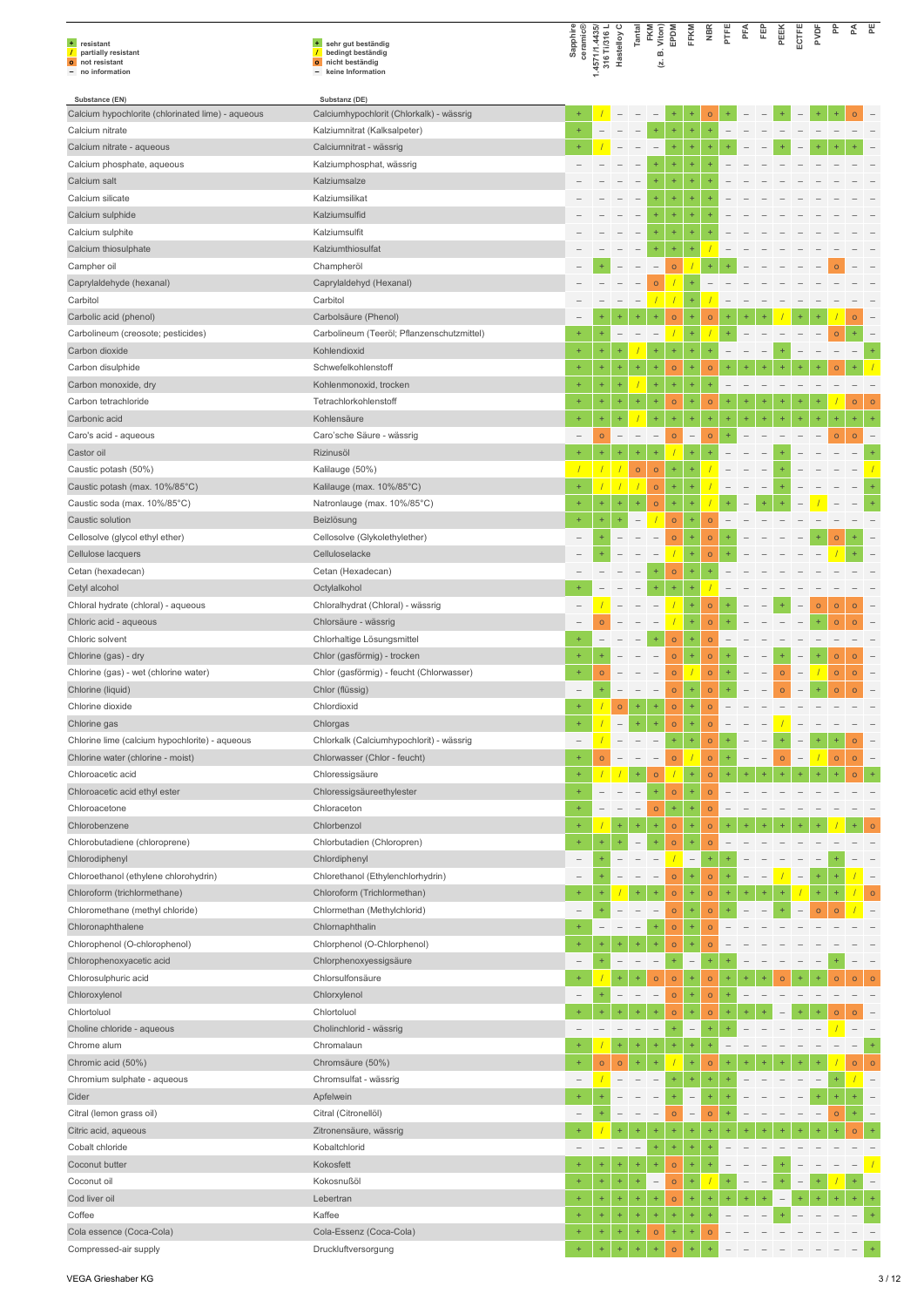| + | resistant | + | sehr gut beständig |
|---|---|---|---|
| / | partially resistant | / | bedingt beständig |
| o | not resistant | o | nicht beständig |
| – | no information | – | keine Information |

| Substance (EN) | Substanz (DE) | Sapphire ceramic® | 1.4571/1.4435/ 316 Ti/316 L | Hastelloy C | Tantal | FKM (z. B. Viton) | EPDM | FFKM | NBR | PTFE | PFA | FEP | PEEK | ECTFE | PVDF | PP | PA | PE |
|---|---|---|---|---|---|---|---|---|---|---|---|---|---|---|---|---|---|---|
| Calcium hypochlorite (chlorinated lime) - aqueous | Calciumhypochlorit (Chlorkalk) - wässrig | + | / | – | – | – | + | + | o | + | – | – | + | – | + | + | o | – |
| Calcium nitrate | Kalziumnitrat (Kalksalpeter) | + | – | – | – | + | + | + | + | – | – | – | – | – | – | – | – | – |
| Calcium nitrate - aqueous | Calciumnitrat - wässrig | + | / | – | – | – | + | + | + | + | – | – | + | – | + | + | + | – |
| Calcium phosphate, aqueous | Kalziumphosphat, wässrig | – | – | – | – | + | + | + | + | – | – | – | – | – | – | – | – | – |
| Calcium salt | Kalziumsalze | – | – | – | – | + | + | + | + | – | – | – | – | – | – | – | – | – |
| Calcium silicate | Kalziumsilikat | – | – | – | – | + | + | + | + | – | – | – | – | – | – | – | – | – |
| Calcium sulphide | Kalziumsulfid | – | – | – | – | + | + | + | + | – | – | – | – | – | – | – | – | – |
| Calcium sulphite | Kalziumsulfit | – | – | – | – | + | + | + | + | – | – | – | – | – | – | – | – | – |
| Calcium thiosulphate | Kalziumthiosulfat | – | – | – | – | + | + | + | / | – | – | – | – | – | – | – | – | – |
| Campher oil | Champheröl | – | + | – | – | – | o | / | + | + | – | – | – | – | – | o | – | – |
| Caprylaldehyde (hexanal) | Caprylaldehyd (Hexanal) | – | – | – | – | o | / | + | – | – | – | – | – | – | – | – | – | – |
| Carbitol | Carbitol | – | – | – | – | / | / | + | / | – | – | – | – | – | – | – | – | – |
| Carbolic acid (phenol) | Carbolsäure (Phenol) | – | + | + | + | + | o | + | o | + | + | + | / | + | + | / | o | – |
| Carbolineum (creosote; pesticides) | Carbolineum (Teeröl; Pflanzenschutzmittel) | + | + | – | – | – | / | + | / | + | – | – | – | – | – | o | + | – |
| Carbon dioxide | Kohlendioxid | + | + | + | / | + | + | + | + | – | – | – | + | – | – | – | – | + |
| Carbon disulphide | Schwefelkohlenstoff | + | + | + | + | + | o | + | o | + | + | + | + | + | + | o | + | / |
| Carbon monoxide, dry | Kohlenmonoxid, trocken | + | + | + | / | + | + | + | + | – | – | – | – | – | – | – | – | – |
| Carbon tetrachloride | Tetrachlorkohlenstoff | + | + | + | + | + | o | + | o | + | + | + | + | + | + | / | o | o |
| Carbonic acid | Kohlensäure | + | + | + | / | + | + | + | + | + | + | + | + | + | + | + | + | + |
| Caro's acid - aqueous | Caro'sche Säure - wässrig | – | o | – | – | – | o | – | o | + | – | – | – | – | – | o | o | – |
| Castor oil | Rizinusöl | + | + | + | + | + | / | + | + | – | – | – | + | – | – | – | – | + |
| Caustic potash (50%) | Kalilauge (50%) | / | / | / | o | o | + | + | / | – | – | – | + | – | – | – | – | / |
| Caustic potash (max. 10%/85°C) | Kalilauge (max. 10%/85°C) | + | / | / | / | o | + | + | / | – | – | – | + | – | – | – | – | + |
| Caustic soda (max. 10%/85°C) | Natronlauge (max. 10%/85°C) | + | + | + | + | o | + | + | / | + | – | + | + | – | / | – | – | + |
| Caustic solution | Beizlösung | + | + | + | – | / | o | + | o | – | – | – | – | – | – | – | – | – |
| Cellosolve (glycol ethyl ether) | Cellosolve (Glykolethylether) | – | + | – | – | – | o | + | o | + | – | – | – | – | + | o | + | – |
| Cellulose lacquers | Celluloselacke | – | + | – | – | – | / | + | o | + | – | – | – | – | – | / | + | – |
| Cetan (hexadecan) | Cetan (Hexadecan) | – | – | – | – | + | o | + | + | – | – | – | – | – | – | – | – | – |
| Cetyl alcohol | Octylalkohol | + | – | – | – | + | + | + | / | – | – | – | – | – | – | – | – | – |
| Chloral hydrate (chloral) - aqueous | Chloralhydrat (Chloral) - wässrig | – | / | – | – | – | / | + | o | + | – | – | + | – | o | o | o | – |
| Chloric acid - aqueous | Chlorsäure - wässrig | – | o | – | – | – | / | + | o | + | – | – | – | – | + | o | o | – |
| Chloric solvent | Chlorhaltige Lösungsmittel | + | – | – | – | + | o | + | o | – | – | – | – | – | – | – | – | – |
| Chlorine (gas) - dry | Chlor (gasförmig) - trocken | + | + | – | – | – | o | + | o | + | – | – | + | – | + | o | o | – |
| Chlorine (gas) - wet (chlorine water) | Chlor (gasförmig) - feucht (Chlorwasser) | + | o | – | – | – | o | / | o | + | – | – | o | – | / | o | o | – |
| Chlorine (liquid) | Chlor (flüssig) | – | + | – | – | – | o | + | o | + | – | – | o | – | + | o | o | – |
| Chlorine dioxide | Chlordioxid | + | / | o | + | + | o | + | o | – | – | – | – | – | – | – | – | – |
| Chlorine gas | Chlorgas | + | / | – | + | + | o | + | o | – | – | – | / | – | – | – | – | – |
| Chlorine lime (calcium hypochlorite) - aqueous | Chlorkalk (Calciumhypochlorit) - wässrig | – | / | – | – | – | + | + | o | + | – | – | + | – | + | + | o | – |
| Chlorine water (chlorine - moist) | Chlorwasser (Chlor - feucht) | + | o | – | – | – | o | / | o | + | – | – | o | – | / | o | o | – |
| Chloroacetic acid | Chloressigsäure | + | / | / | + | o | / | + | o | + | + | + | + | + | + | + | o | + |
| Chloroacetic acid ethyl ester | Chloressigsäureethylester | + | – | – | – | + | o | + | o | – | – | – | – | – | – | – | – | – |
| Chloroacetone | Chloraceton | + | – | – | – | o | + | + | o | – | – | – | – | – | – | – | – | – |
| Chlorobenzene | Chlorbenzol | + | / | + | + | + | o | + | o | + | + | + | + | + | + | / | + | o |
| Chlorobutadiene (chloroprene) | Chlorbutadien (Chloropren) | + | + | + | – | + | o | + | o | – | – | – | – | – | – | – | – | – |
| Chlorodiphenyl | Chlordiphenyl | – | + | – | – | – | / | – | + | + | – | – | – | – | – | + | – | – |
| Chloroethanol (ethylene chlorohydrin) | Chlorethanol (Ethylenchlorhydrin) | – | + | – | – | – | o | + | o | + | – | – | / | – | + | + | / | – |
| Chloroform (trichlormethane) | Chloroform (Trichlormethan) | + | + | / | + | + | o | + | o | + | + | + | + | / | + | + | / | o |
| Chloromethane (methyl chloride) | Chlormethan (Methylchlorid) | – | + | – | – | – | o | + | o | + | – | – | + | – | o | o | / | – |
| Chloronaphthalene | Chlornaphthalin | + | – | – | – | + | o | + | o | – | – | – | – | – | – | – | – | – |
| Chlorophenol (O-chlorophenol) | Chlorphenol (O-Chlorphenol) | + | + | + | + | + | o | + | o | – | – | – | – | – | – | – | – | – |
| Chlorophenoxyacetic acid | Chlorphenoxyessigsäure | – | + | – | – | – | + | – | + | + | – | – | – | – | – | + | – | – |
| Chlorosulphuric acid | Chlorsulfonsäure | + | / | + | + | o | o | + | o | + | + | + | o | + | + | o | o | o |
| Chloroxylenol | Chlorxylenol | – | + | – | – | – | o | + | o | + | – | – | – | – | – | – | – | – |
| Chlortoluol | Chlortoluol | + | + | + | + | + | o | + | o | + | + | + | – | + | + | o | o | – |
| Choline chloride - aqueous | Cholinchlorid - wässrig | – | – | – | – | – | + | – | + | + | – | – | – | – | – | / | – | – |
| Chrome alum | Chromalaun | + | / | + | + | + | + | + | + | – | – | – | – | – | – | – | – | + |
| Chromic acid (50%) | Chromsäure (50%) | + | o | o | + | + | / | + | o | + | + | + | + | + | + | / | o | o |
| Chromium sulphate - aqueous | Chromsulfat - wässrig | – | / | – | – | – | + | + | + | + | – | – | – | – | – | + | / | – |
| Cider | Apfelwein | + | + | – | – | – | + | – | + | + | – | – | – | – | + | + | + | – |
| Citral (lemon grass oil) | Citral (Citronellöl) | – | + | – | – | – | o | – | o | + | – | – | – | – | – | o | + | – |
| Citric acid, aqueous | Zitronensäure, wässrig | + | / | + | + | + | + | + | + | + | + | + | + | + | + | + | o | + |
| Cobalt chloride | Kobaltchlorid | – | – | – | – | + | + | + | + | – | – | – | – | – | – | – | – | – |
| Coconut butter | Kokosfett | + | + | + | + | + | o | + | + | – | – | – | + | – | – | – | – | / |
| Coconut oil | Kokosnußöl | + | + | + | + | – | o | + | / | + | – | – | + | – | + | / | + | – |
| Cod liver oil | Lebertran | + | + | + | + | + | o | + | + | + | + | + | – | + | + | + | + | + |
| Coffee | Kaffee | + | + | + | + | + | + | + | + | – | – | – | + | – | – | – | – | + |
| Cola essence (Coca-Cola) | Cola-Essenz (Coca-Cola) | + | + | + | + | o | + | + | o | – | – | – | – | – | – | – | – | – |
| Compressed-air supply | Druckluftversorgung | + | + | + | + | + | o | + | + | – | – | – | – | – | – | – | – | + |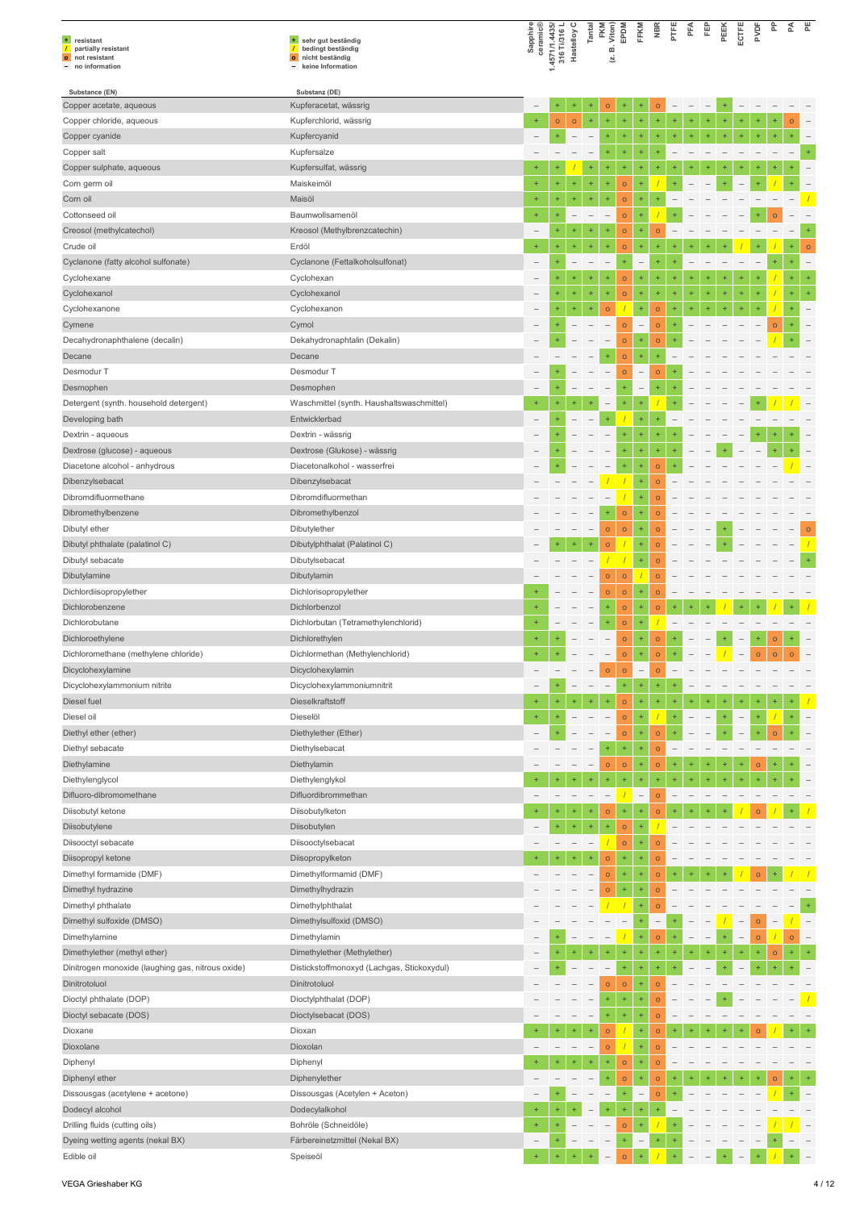| + resistant | + sehr gut beständig |
|---|---|
| / partially resistant | / bedingt beständig |
| o not resistant | o nicht beständig |
| – no information | – keine Information |

| Substance (EN) | Substanz (DE) | Sapphire ceramic® | 1.4571/1.4435/ 316 Ti/316 L | Hastelloy C | Tantal | FKM (z. B. Viton) | EPDM | FFKM | NBR | PTFE | PFA | FEP | PEEK | ECTFE | PVDF | PP | PA | PE |
|---|---|---|---|---|---|---|---|---|---|---|---|---|---|---|---|---|---|---|
| Copper acetate, aqueous | Kupferacetat, wässrig | – | + | + | + | o | + | + | o | – | – | – | + | – | – | – | – | – |
| Copper chloride, aqueous | Kupferchlorid, wässrig | + | o | o | + | + | + | + | + | + | + | + | + | + | + | + | o | – |
| Copper cyanide | Kupfercyanid | – | + | – | – | + | + | + | + | + | + | + | + | + | + | + | + | – |
| Copper salt | Kupfersalze | – | – | – | – | + | + | + | + | – | – | – | – | – | – | – | – | + |
| Copper sulphate, aqueous | Kupfersulfat, wässrig | + | + | / | + | + | + | + | + | + | + | + | + | + | + | + | + | – |
| Corn germ oil | Maiskeimöl | + | + | + | + | + | o | + | / | + | – | – | + | – | + | / | + | – |
| Corn oil | Maisöl | + | + | + | + | + | o | + | + | – | – | – | – | – | – | – | – | / |
| Cottonseed oil | Baumwollsamenöl | + | + | – | – | – | o | + | / | + | – | – | – | – | + | o | – | – |
| Creosol (methylcatechol) | Kreosol (Methylbrenzcatechin) | – | + | + | + | + | o | + | o | – | – | – | – | – | – | – | – | + |
| Crude oil | Erdöl | + | + | + | + | + | o | + | + | + | + | + | + | / | + | / | + | o |
| Cyclanone (fatty alcohol sulfonate) | Cyclanone (Fettalkoholsulfonat) | – | + | – | – | – | + | – | + | + | – | – | – | – | – | + | + | – |
| Cyclohexane | Cyclohexan | – | + | + | + | + | o | + | + | + | + | + | + | + | + | / | + | + |
| Cyclohexanol | Cyclohexanol | – | + | + | + | + | o | + | + | + | + | + | + | + | + | / | + | + |
| Cyclohexanone | Cyclohexanon | – | + | + | + | o | / | + | o | + | + | + | + | + | + | / | + | – |
| Cymene | Cymol | – | + | – | – | – | o | – | o | + | – | – | – | – | – | o | + | – |
| Decahydronaphthalene (decalin) | Dekahydronaphtalin (Dekalin) | – | + | – | – | – | o | + | o | + | – | – | – | – | – | / | + | – |
| Decane | Decane | – | – | – | – | + | o | + | + | – | – | – | – | – | – | – | – | – |
| Desmodur T | Desmodur T | – | + | – | – | – | o | – | o | + | – | – | – | – | – | – | – | – |
| Desmophen | Desmophen | – | + | – | – | – | + | – | + | + | – | – | – | – | – | – | – | – |
| Detergent (synth. household detergent) | Waschmittel (synth. Haushaltswaschmittel) | + | + | + | + | – | + | + | / | + | – | – | – | – | + | / | / | – |
| Developing bath | Entwicklerbad | – | + | – | – | + | / | + | + | – | – | – | – | – | – | – | – | – |
| Dextrin - aqueous | Dextrin - wässrig | – | + | – | – | – | + | + | + | + | – | – | – | – | + | + | + | – |
| Dextrose (glucose) - aqueous | Dextrose (Glukose) - wässrig | – | + | – | – | – | + | + | + | + | – | – | + | – | – | + | + | – |
| Diacetone alcohol - anhydrous | Diacetonalkohol - wasserfrei | – | + | – | – | – | + | + | o | + | – | – | – | – | – | – | / | – |
| Dibenzylsebacat | Dibenzylsebacat | – | – | – | – | / | / | + | o | – | – | – | – | – | – | – | – | – |
| Dibromdifluormethane | Dibromdifluormethan | – | – | – | – | – | / | + | o | – | – | – | – | – | – | – | – | – |
| Dibromethylbenzene | Dibromethylbenzol | – | – | – | – | + | o | + | o | – | – | – | – | – | – | – | – | – |
| Dibutyl ether | Dibutylether | – | – | – | – | o | o | + | o | – | – | – | + | – | – | – | – | o |
| Dibutyl phthalate (palatinol C) | Dibutylphthalat (Palatinol C) | – | + | + | + | o | / | + | o | – | – | – | + | – | – | – | – | / |
| Dibutyl sebacate | Dibutylsebacat | – | – | – | – | / | / | + | o | – | – | – | – | – | – | – | – | + |
| Dibutylamine | Dibutylamin | – | – | – | – | o | o | / | o | – | – | – | – | – | – | – | – | – |
| Dichlordiisopropylether | Dichlorisopropylether | + | – | – | – | o | o | + | o | – | – | – | – | – | – | – | – | – |
| Dichlorobenzene | Dichlorbenzol | + | – | – | – | + | o | + | o | + | + | + | / | + | + | / | + | / |
| Dichlorobutane | Dichlorbutan (Tetramethylenchlorid) | + | – | – | – | + | o | + | / | – | – | – | – | – | – | – | – | – |
| Dichloroethylene | Dichlorethylen | + | + | – | – | – | o | + | o | + | – | – | + | – | + | o | + | – |
| Dichloromethane (methylene chloride) | Dichlormethan (Methylenchlorid) | + | + | – | – | – | o | + | o | + | – | – | / | – | o | o | o | – |
| Dicyclohexylamine | Dicyclohexylamin | – | – | – | – | o | o | – | o | – | – | – | – | – | – | – | – | – |
| Dicyclohexylammonium nitrite | Dicyclohexylammoniumnitrit | – | + | – | – | – | + | + | + | + | – | – | – | – | – | – | – | – |
| Diesel fuel | Dieselkraftstoff | + | + | + | + | + | o | + | + | + | + | + | + | + | + | + | + | / |
| Diesel oil | Dieselöl | + | + | – | – | – | o | + | / | + | – | – | + | – | + | / | + | – |
| Diethyl ether (ether) | Diethylether (Ether) | – | + | – | – | – | o | + | o | + | – | – | + | – | + | o | + | – |
| Diethyl sebacate | Diethylsebacat | – | – | – | – | + | + | + | o | – | – | – | – | – | – | – | – | – |
| Diethylamine | Diethylamin | – | – | – | – | o | o | + | o | + | + | + | + | + | o | + | + | – |
| Diethylenglycol | Diethylenglykol | + | + | + | + | + | + | + | + | + | + | + | + | + | + | + | + | – |
| Difluoro-dibromomethane | Difluordibrommethan | – | – | – | – | – | / | – | o | – | – | – | – | – | – | – | – | – |
| Diisobutyl ketone | Diisobutylketon | + | + | + | + | o | + | + | o | + | + | + | + | / | o | / | + | / |
| Diisobutylene | Diisobutylen | – | + | + | + | + | o | + | / | – | – | – | – | – | – | – | – | – |
| Diisooctyl sebacate | Diisooctylsebacat | – | – | – | – | / | o | + | o | – | – | – | – | – | – | – | – | – |
| Diisopropyl ketone | Diisopropylketon | + | + | + | + | o | + | + | o | – | – | – | – | – | – | – | – | – |
| Dimethyl formamide (DMF) | Dimethylformamid (DMF) | – | – | – | – | o | + | + | o | + | + | + | + | / | o | + | / | / |
| Dimethyl hydrazine | Dimethylhydrazin | – | – | – | – | o | + | + | o | – | – | – | – | – | – | – | – | – |
| Dimethyl phthalate | Dimethylphthalat | – | – | – | – | / | / | + | o | – | – | – | – | – | – | – | – | + |
| Dimethyl sulfoxide (DMSO) | Dimethylsulfoxid (DMSO) | – | – | – | – | – | – | + | – | + | – | – | / | – | o | – | / | – |
| Dimethylamine | Dimethylamin | – | + | – | – | – | / | + | o | + | – | – | + | – | o | / | o | – |
| Dimethylether (methyl ether) | Dimethylether (Methylether) | – | + | + | + | + | + | + | + | + | + | + | + | + | + | o | + | + |
| Dinitrogen monoxide (laughing gas, nitrous oxide) | Distickstoffmonoxyd (Lachgas, Stickoxydul) | – | + | – | – | – | + | + | + | + | – | – | + | – | + | + | + | – |
| Dinitrotoluol | Dinitrotoluol | – | – | – | – | o | o | + | o | – | – | – | – | – | – | – | – | – |
| Dioctyl phthalate (DOP) | Dioctylphthalat (DOP) | – | – | – | – | + | + | + | o | – | – | – | + | – | – | – | – | / |
| Dioctyl sebacate (DOS) | Dioctylsebacat (DOS) | – | – | – | – | + | + | + | o | – | – | – | – | – | – | – | – | – |
| Dioxane | Dioxan | + | + | + | + | o | / | + | o | + | + | + | + | + | o | / | + | + |
| Dioxolane | Dioxolan | – | – | – | – | o | / | + | o | – | – | – | – | – | – | – | – | – |
| Diphenyl | Diphenyl | + | + | + | + | + | o | + | o | – | – | – | – | – | – | – | – | – |
| Diphenyl ether | Diphenylether | – | – | – | – | + | o | + | o | + | + | + | + | + | + | o | + | + |
| Dissousgas (acetylene + acetone) | Dissousgas (Acetylen + Aceton) | – | + | – | – | – | + | – | o | + | – | – | – | – | – | / | + | – |
| Dodecyl alcohol | Dodecylalkohol | + | + | + | – | + | + | + | + | – | – | – | – | – | – | – | – | – |
| Drilling fluids (cutting oils) | Bohröle (Schneidöle) | + | + | – | – | – | o | + | / | + | – | – | – | – | – | / | / | – |
| Dyeing wetting agents (nekal BX) | Färbereinetzmittel (Nekal BX) | – | + | – | – | – | + | – | + | + | – | – | – | – | – | + | – | – |
| Edible oil | Speiseöl | + | + | + | + | – | o | + | / | + | – | – | + | – | + | / | + | – |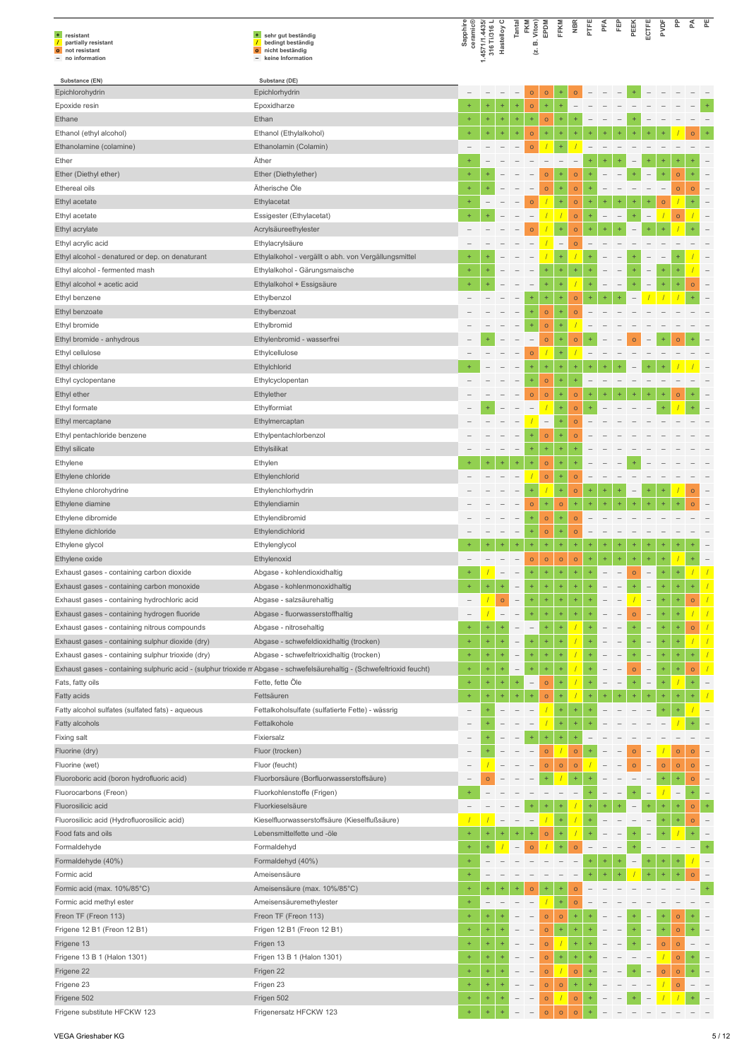| + resistant | + sehr gut beständig |
|---|---|
| / partially resistant | / bedingt beständig |
| o not resistant | o nicht beständig |
| – no information | – keine Information |

| Substance (EN) | Substanz (DE) | Sapphire ceramic® | 1.4571/1.4435/ 316 Ti/316 L | Hastelloy C | Tantal | FKM (z. B. Viton) | EPDM | FFKM | NBR | PTFE | PFA | FEP | PEEK | ECTFE | PVDF | PP | PA | PE |
|---|---|---|---|---|---|---|---|---|---|---|---|---|---|---|---|---|---|---|
| Epichlorohydrin | Epichlorhydrin | – | – | – | – | o | o | + | o | – | – | – | + | – | – | – | – | – |
| Epoxide resin | Epoxidharze | + | + | + | + | o | + | + | – | – | – | – | – | – | – | – | – | + |
| Ethane | Ethan | + | + | + | + | + | o | + | + | – | – | – | + | – | – | – | – | – |
| Ethanol (ethyl alcohol) | Ethanol (Ethylalkohol) | + | + | + | + | o | + | + | + | + | + | + | + | + | + | / | o | + |
| Ethanolamine (colamine) | Ethanolamin (Colamin) | – | – | – | – | o | / | + | / | – | – | – | – | – | – | – | – | – |
| Ether | Äther | + | – | – | – | – | – | – | – | + | + | + | – | + | + | + | + | – |
| Ether (Diethyl ether) | Ether (Diethylether) | + | + | – | – | – | o | + | o | + | – | – | + | – | + | o | + | – |
| Ethereal oils | Ätherische Öle | + | + | – | – | – | o | + | o | + | – | – | – | – | – | o | o | – |
| Ethyl acetate | Ethylacetat | + | – | – | – | o | / | + | o | + | + | + | + | + | o | / | + | – |
| Ethyl acetate | Essigester (Ethylacetat) | + | + | – | – | – | / | / | o | + | – | – | + | – | / | o | / | – |
| Ethyl acrylate | Acrylsäureethylester | – | – | – | – | o | / | + | o | + | + | + | – | + | + | / | + | – |
| Ethyl acrylic acid | Ethylacrylsäure | – | – | – | – | – | / | – | o | – | – | – | – | – | – | – | – | – |
| Ethyl alcohol - denatured or dep. on denaturant | Ethylalkohol - vergällt o abh. von Vergällungsmittel | + | + | – | – | – | / | + | / | + | – | – | + | – | – | + | / | – |
| Ethyl alcohol - fermented mash | Ethylalkohol - Gärungsmaische | + | + | – | – | – | + | + | + | + | – | – | + | – | + | + | / | – |
| Ethyl alcohol + acetic acid | Ethylalkohol + Essigsäure | + | + | – | – | – | + | + | / | + | – | – | + | – | + | + | o | – |
| Ethyl benzene | Ethylbenzol | – | – | – | – | + | + | + | o | + | + | + | – | / | / | / | + | – |
| Ethyl benzoate | Ethylbenzoat | – | – | – | – | + | o | + | o | – | – | – | – | – | – | – | – | – |
| Ethyl bromide | Ethylbromid | – | – | – | – | + | o | + | / | – | – | – | – | – | – | – | – | – |
| Ethyl bromide - anhydrous | Ethylenbromid - wasserfrei | – | + | – | – | – | o | + | o | + | – | – | o | – | + | o | + | – |
| Ethyl cellulose | Ethylcellulose | – | – | – | – | o | / | + | / | – | – | – | – | – | – | – | – | – |
| Ethyl chloride | Ethylchlorid | + | – | – | – | + | + | + | + | + | + | + | – | + | + | / | / | – |
| Ethyl cyclopentane | Ethylcyclopentan | – | – | – | – | + | o | + | + | – | – | – | – | – | – | – | – | – |
| Ethyl ether | Ethylether | – | – | – | – | o | o | + | o | + | + | + | + | + | + | o | + | – |
| Ethyl formate | Ethylformiat | – | + | – | – | – | / | + | o | + | – | – | – | – | + | / | + | – |
| Ethyl mercaptane | Ethylmercaptan | – | – | – | – | / | – | + | o | – | – | – | – | – | – | – | – | – |
| Ethyl pentachloride benzene | Ethylpentachlorbenzol | – | – | – | – | + | o | + | o | – | – | – | – | – | – | – | – | – |
| Ethyl silicate | Ethylsilikat | – | – | – | – | + | + | + | + | – | – | – | – | – | – | – | – | – |
| Ethylene | Ethylen | + | + | + | + | + | o | + | + | – | – | – | + | – | – | – | – | – |
| Ethylene chloride | Ethylenchlorid | – | – | – | – | / | o | + | o | – | – | – | – | – | – | – | – | – |
| Ethylene chlorohydrine | Ethylenchlorhydrin | – | – | – | – | + | / | + | o | + | + | + | – | + | + | / | o | – |
| Ethylene diamine | Ethylendiamin | – | – | – | – | o | + | o | + | + | + | + | + | + | + | + | o | – |
| Ethylene dibromide | Ethylendibromid | – | – | – | – | + | o | + | o | – | – | – | – | – | – | – | – | – |
| Ethylene dichloride | Ethylendichlorid | – | – | – | – | + | o | + | o | – | – | – | – | – | – | – | – | – |
| Ethylene glycol | Ethylenglycol | + | + | + | + | + | + | + | + | + | + | + | + | + | + | + | + | – |
| Ethylene oxide | Ethylenoxid | – | – | – | – | o | o | o | o | + | + | + | + | + | + | / | + | – |
| Exhaust gases - containing carbon dioxide | Abgase - kohlendioxidhaltig | + | / | – | – | + | + | + | + | + | – | – | o | – | + | + | / | / |
| Exhaust gases - containing carbon monoxide | Abgase - kohlenmonoxidhaltig | + | + | + | – | + | + | + | + | + | – | – | + | – | + | + | + | / |
| Exhaust gases - containing hydrochloric acid | Abgase - salzsäurehaltig | – | / | o | – | + | + | + | + | + | – | – | / | – | + | + | o | / |
| Exhaust gases - containing hydrogen fluoride | Abgase - fluorwasserstoffhaltig | – | / | – | – | + | + | + | + | + | – | – | o | – | + | + | / | / |
| Exhaust gases - containing nitrous compounds | Abgase - nitrosehaltig | + | + | + | – | – | + | + | / | + | – | – | + | – | + | + | o | / |
| Exhaust gases - containing sulphur dioxide (dry) | Abgase - schwefeldioxidhaltig (trocken) | + | + | + | – | + | + | + | / | + | – | – | + | – | + | + | / | / |
| Exhaust gases - containing sulphur trioxide (dry) | Abgase - schwefeltrioxidhaltig (trocken) | + | + | + | – | + | + | + | / | + | – | – | + | – | + | + | + | / |
| Exhaust gases - containing sulphuric acid - (sulphur trioxide m | Abgase - schwefelsäurehaltig - (Schwefeltrioxid feucht) | + | + | + | – | + | + | + | / | + | – | – | o | – | + | + | o | / |
| Fats, fatty oils | Fette, fette Öle | + | + | + | + | – | o | + | / | + | – | – | + | – | + | / | + | – |
| Fatty acids | Fettsäuren | + | + | + | + | + | o | + | / | + | + | + | + | + | + | + | + | / |
| Fatty alcohol sulfates (sulfated fats) - aqueous | Fettalkoholsulfate (sulfatierte Fette) - wässrig | – | + | – | – | – | / | + | + | + | – | – | – | – | + | + | / | – |
| Fatty alcohols | Fettalkohole | – | + | – | – | – | / | + | + | + | – | – | – | – | – | / | + | – |
| Fixing salt | Fixiersalz | – | + | – | – | + | + | + | + | – | – | – | – | – | – | – | – | – |
| Fluorine (dry) | Fluor (trocken) | – | + | – | – | – | o | / | o | + | – | – | o | – | / | o | o | – |
| Fluorine (wet) | Fluor (feucht) | – | / | – | – | – | o | o | o | / | – | – | o | – | o | o | o | – |
| Fluoroboric acid (boron hydrofluoric acid) | Fluorborsäure (Borfluorwasserstoffsäure) | – | o | – | – | – | + | / | + | + | – | – | – | – | + | + | o | – |
| Fluorocarbons (Freon) | Fluorkohlenstoffe (Frigen) | + | – | – | – | – | – | – | – | + | – | – | + | – | / | – | + | – |
| Fluorosilicic acid | Fluorkieselsäure | – | – | – | – | + | + | + | / | + | + | + | – | + | + | + | o | + |
| Fluorosilicic acid (Hydrofluorosilicic acid) | Kieselfluorwasserstoffsäure (Kieselflußsäure) | / | / | – | – | – | / | + | / | + | – | – | – | – | + | + | o | – |
| Food fats and oils | Lebensmittelfette und -öle | + | + | + | + | + | o | + | / | + | – | – | + | – | + | / | + | – |
| Formaldehyde | Formaldehyd | + | + | / | – | o | / | + | o | – | – | – | + | – | – | – | – | + |
| Formaldehyde (40%) | Formaldehyd (40%) | + | – | – | – | – | – | – | – | + | + | + | – | + | + | + | / | – |
| Formic acid | Ameisensäure | + | – | – | – | – | – | – | – | + | + | + | / | + | + | + | o | – |
| Formic acid (max. 10%/85°C) | Ameisensäure (max. 10%/85°C) | + | + | + | + | o | + | + | o | – | – | – | – | – | – | – | – | + |
| Formic acid methyl ester | Ameisensäuremethylester | + | – | – | – | – | / | + | o | – | – | – | – | – | – | – | – | – |
| Freon TF (Freon 113) | Freon TF (Freon 113) | + | + | + | – | – | o | o | + | + | – | – | + | – | + | o | + | – |
| Frigene 12 B1 (Freon 12 B1) | Frigen 12 B1 (Freon 12 B1) | + | + | + | – | – | o | + | + | + | – | – | + | – | + | o | + | – |
| Frigene 13 | Frigen 13 | + | + | + | – | – | o | / | + | + | – | – | + | – | o | o | – | – |
| Frigene 13 B 1 (Halon 1301) | Frigen 13 B 1 (Halon 1301) | + | + | + | – | – | o | + | + | + | – | – | – | – | / | o | + | – |
| Frigene 22 | Frigen 22 | + | + | + | – | – | o | / | o | + | – | – | + | – | o | o | + | – |
| Frigene 23 | Frigen 23 | + | + | + | – | – | o | o | + | + | – | – | – | – | / | o | – | – |
| Frigene 502 | Frigen 502 | + | + | + | – | – | o | / | o | + | – | – | + | – | / | / | + | – |
| Frigene substitute HFCKW 123 | Frigenersatz HFCKW 123 | + | + | + | – | – | o | o | o | + | – | – | – | – | – | – | – | – |

VEGA Grieshaber KG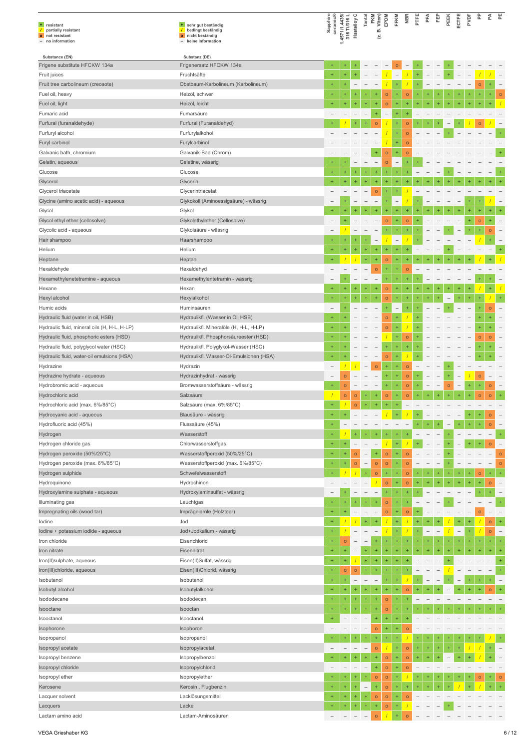| + resistant<br>/ partially resistant<br>o not resistant<br>– no information | + sehr gut beständig<br>/ bedingt beständig<br>o nicht beständig<br>– keine Information | Sapphire ceramic® | 1.4571/1.4435/ 316 Ti/316 L | Hastelloy C | Tantal | FKM (z. B. Viton) | EPDM | FFKM | NBR | PTFE | PFA | FEP | PEEK | ECTFE | PVDF | PP | PA | PE |
|---|---|---|---|---|---|---|---|---|---|---|---|---|---|---|---|---|---|---|
| **Substance (EN)** | **Substanz (DE)** | | | | | | | | | | | | | | | | | |
| Frigene substitute HFCKW 134a | Frigenersatz HFCKW 134a | + | + | + | – | – | – | o | – | + | – | – | + | – | – | – | – | – |
| Fruit juices | Fruchtsäfte | + | + | + | – | – | / | – | / | + | – | – | + | – | – | / | / | – |
| Fruit tree carbolineum (creosote) | Obstbaum-Karbolineum (Karbolineum) | + | + | – | – | – | / | + | / | + | – | – | – | – | – | o | + | – |
| Fuel oil, heavy | Heizöl, schwer | + | + | + | + | + | o | + | o | + | + | + | + | + | + | + | + | o |
| Fuel oil, light | Heizöl, leicht | + | + | + | + | + | o | + | + | + | + | + | + | + | + | + | + | / |
| Fumaric acid | Fumarsäure | – | – | – | – | + | – | + | + | – | – | – | – | – | – | – | – | – |
| Furfural (furanaldehyde) | Furfural (Furanaldehyd) | + | / | + | + | o | / | + | o | + | + | + | – | + | / | o | / | – |
| Furfuryl alcohol | Furfurylalkohol | – | – | – | – | – | / | + | o | – | – | – | + | – | – | – | – | + |
| Furyl carbinol | Furylcarbinol | – | – | – | – | – | / | + | o | – | – | – | – | – | – | – | – | – |
| Galvanic bath, chromium | Galvanik-Bad (Chrom) | – | – | – | – | + | o | + | o | – | – | – | – | – | – | – | – | + |
| Gelatin, aqueous | Gelatine, wässrig | + | + | – | – | – | o | – | + | + | – | – | – | – | – | – | – | – |
| Glucose | Glucose | + | + | + | + | + | + | + | + | – | – | – | + | – | – | – | – | + |
| Glycerol | Glycerin | + | + | + | + | + | + | + | + | + | + | + | + | + | + | + | + | + |
| Glycerol triacetate | Glycerintriacetat | – | – | – | – | o | + | + | / | – | – | – | – | – | – | – | – | – |
| Glycine (amino acetic acid) - aqueous | Glykokoll (Aminoessigsäure) - wässrig | – | + | – | – | – | + | – | / | + | – | – | – | – | + | + | / | – |
| Glycol | Glykol | + | + | + | + | + | + | + | + | + | + | + | + | + | + | + | + | + |
| Glycol ethyl ether (cellosolve) | Glykolethylether (Cellosolve) | – | + | – | – | – | o | + | o | + | – | – | – | – | + | o | + | – |
| Glycolic acid - aqueous | Glykolsäure - wässrig | – | / | – | – | – | + | + | + | + | – | – | + | – | + | + | o | – |
| Hair shampoo | Haarshampoo | + | + | + | + | – | / | – | / | + | – | – | – | – | – | / | + | – |
| Helium | Helium | + | + | + | + | + | + | + | + | – | – | – | + | – | – | – | – | + |
| Heptane | Heptan | + | / | / | + | + | o | + | + | + | + | + | + | + | + | / | + | / |
| Hexaldehyde | Hexaldehyd | – | – | – | – | o | + | + | o | – | – | – | – | – | – | – | – | – |
| Hexamethylenetetramine - aqueous | Hexamethylentetramin - wässrig | – | + | – | – | – | + | + | + | + | – | – | – | – | – | + | + | – |
| Hexane | Hexan | + | + | + | + | + | o | + | + | + | + | + | + | + | + | / | + | / |
| Hexyl alcohol | Hexylalkohol | + | + | + | + | + | o | + | + | + | + | + | – | + | + | + | / | + |
| Humic acids | Huminsäuren | – | + | – | – | – | + | – | + | + | – | – | + | – | – | + | o | – |
| Hydraulic fluid (water in oil, HSB) | Hydraulikfl. (Wasser in Öl, HSB) | + | + | – | – | – | o | + | / | + | – | – | – | – | – | + | + | – |
| Hydraulic fluid, mineral oils (H, H-L, H-LP) | Hydraulikfl. Mineralöle (H, H-L, H-LP) | + | + | – | – | – | o | + | / | + | – | – | – | – | – | + | + | – |
| Hydraulic fluid, phosphoric esters (HSD) | Hydraulikfl. Phosphorsäureester (HSD) | + | + | – | – | – | / | + | o | + | – | – | – | – | – | o | o | – |
| Hydraulic fluid, polyglycol water (HSC) | Hydraulikfl. Polyglykol-Wasser (HSC) | + | + | – | – | – | + | + | + | + | – | – | – | – | – | + | + | – |
| Hydraulic fluid, water-oil emulsions (HSA) | Hydraulikfl. Wasser-Öl-Emulsionen (HSA) | + | + | – | – | – | o | + | / | + | – | – | – | – | – | + | + | – |
| Hydrazine | Hydrazin | – | / | / | – | o | + | + | o | – | – | – | + | – | – | – | – | – |
| Hydrazine hydrate - aqueous | Hydrazinhydrat - wässrig | – | o | – | – | – | + | + | o | + | – | – | + | – | / | o | – | – |
| Hydrobromic acid - aqueous | Bromwasserstoffsäure - wässrig | + | o | – | – | – | + | + | o | + | – | – | o | – | + | + | o | – |
| Hydrochloric acid | Salzsäure | / | o | o | + | + | o | + | o | + | + | + | + | + | + | o | o | + |
| Hydrochloric acid (max. 6%/85°C) | Salzsäure (max. 6%/85°C) | + | / | o | + | + | + | + | – | – | – | – | – | – | – | – | – | – |
| Hydrocyanic acid - aqueous | Blausäure - wässrig | + | + | – | – | – | / | + | / | + | – | – | – | – | + | + | o | – |
| Hydrofluoric acid (45%) | Flusssäure (45%) | + | – | – | – | – | – | – | – | + | + | + | – | + | + | + | o | – |
| Hydrogen | Wasserstoff | + | / | + | + | + | + | + | + | – | – | – | + | – | – | – | – | + |
| Hydrogen chloride gas | Chlorwasserstoffgas | + | + | – | – | – | / | + | / | + | – | – | + | – | + | + | o | – |
| Hydrogen peroxide (50%/25°C) | Wasserstoffperoxid (50%/25°C) | + | + | o | – | + | o | + | o | – | – | – | + | – | – | – | – | o |
| Hydrogen peroxide (max. 6%/85°C) | Wasserstoffperoxid (max. 6%/85°C) | + | + | o | – | o | o | + | o | – | – | – | + | – | – | – | – | o |
| Hydrogen sulphide | Schwefelwasserstoff | + | / | / | + | o | + | + | o | + | + | + | + | + | + | o | + | + |
| Hydroquinone | Hydrochinon | – | – | – | – | / | o | + | o | + | + | + | + | + | + | + | o | – |
| Hydroxylamine sulphate - aqueous | Hydroxylaminsulfat - wässrig | – | + | – | – | – | + | + | + | + | – | – | – | – | – | + | + | – |
| Illuminating gas | Leuchtgas | + | + | + | + | + | o | + | + | – | – | – | + | – | – | – | – | + |
| Impregnating oils (wood tar) | Imprägnieröle (Holzteer) | + | + | – | – | – | o | + | o | + | – | – | – | – | – | o | – | – |
| Iodine | Jod | + | / | / | + | + | / | + | / | + | + | + | / | + | + | / | o | + |
| Iodine + potassium iodide - aqueous | Jod+Jodkalium - wässrig | + | / | – | – | – | / | + | / | + | – | – | / | – | + | / | o | – |
| Iron chloride | Eisenchlorid | + | o | – | – | + | + | + | + | + | + | + | + | + | + | + | + | + |
| Iron nitrate | Eisennitrat | + | + | – | + | + | + | + | + | + | + | + | + | + | + | + | + | + |
| Iron(II)sulphate, aqueous | Eisen(II)Sulfat, wässrig | + | + | / | + | + | + | + | + | – | – | – | + | – | – | – | – | + |
| Iron(III)chloride, aqueous | Eisen(III)Chlorid, wässrig | + | o | o | + | + | + | + | + | – | – | – | / | – | – | – | – | + |
| Isobutanol | Isobutanol | + | + | – | – | – | + | + | / | + | – | – | + | – | + | + | + | – |
| Isobutyl alcohol | Isobutylalkohol | + | + | + | + | + | + | + | o | + | + | + | – | + | + | + | o | + |
| Isododecane | Isododecan | + | + | + | + | + | o | + | + | – | – | – | – | – | – | – | – | – |
| Isooctane | Isooctan | + | + | + | + | + | o | + | + | + | + | + | + | + | + | + | + | + |
| Isooctanol | Isooctanol | + | – | – | – | + | + | + | + | – | – | – | – | – | – | – | – | – |
| Isophorone | Isophoron | – | – | – | – | o | + | + | o | – | – | – | – | – | – | – | – | – |
| Isopropanol | Isopropanol | + | + | + | + | + | + | + | / | + | + | + | + | + | + | + | / | + |
| Isopropyl acetate | Isopropylacetat | – | – | – | – | o | / | + | o | + | + | + | + | + | / | / | + | – |
| Isopropyl benzene | Isopropylbenzol | + | + | + | + | + | o | + | o | + | + | + | – | + | + | / | + | – |
| Isopropyl chloride | Isopropylchlorid | – | – | – | – | + | o | + | o | – | – | – | – | – | – | – | – | – |
| Isopropyl ether | Isopropylether | + | + | + | + | o | o | + | / | + | + | + | + | + | + | o | + | o |
| Kerosene | Kerosin , Flugbenzin | + | + | + | – | + | o | + | + | + | + | + | + | / | + | / | + | + |
| Lacquer solvent | Lacklösungsmittel | + | + | + | + | o | o | + | o | – | – | – | – | – | – | – | – | – |
| Lacquers | Lacke | + | + | + | + | + | o | + | / | – | – | – | + | – | – | – | – | – |
| Lactam amino acid | Lactam-Aminosäuren | – | – | – | – | o | / | + | o | – | – | – | – | – | – | – | – | – |

VEGA Grieshaber KG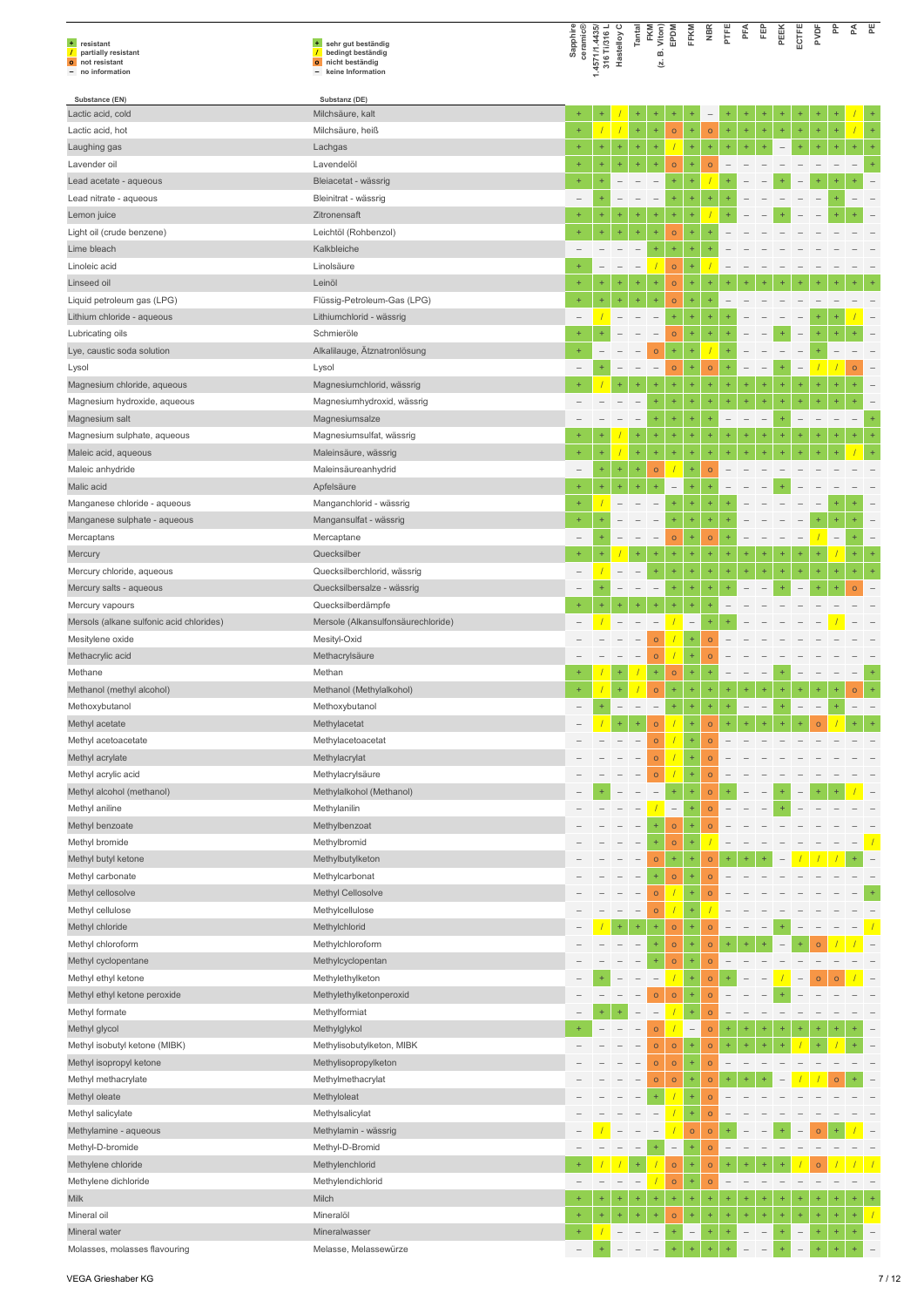| + resistant | + sehr gut beständig |
|---|---|
| / partially resistant | / bedingt beständig |
| o not resistant | o nicht beständig |
| – no information | – keine Information |

| Substance (EN) | Substanz (DE) | Sapphire ceramic® | 1.4571/1.4435/ 316 Ti/316 L | Hastelloy C | Tantal | FKM (z. B. Viton) | EPDM | FFKM | NBR | PTFE | PFA | FEP | PEEK | ECTFE | PVDF | PP | PA | PE |
|---|---|---|---|---|---|---|---|---|---|---|---|---|---|---|---|---|---|---|
| Lactic acid, cold | Milchsäure, kalt | + | + | / | + | + | + | + | – | + | + | + | + | + | + | + | / | + |
| Lactic acid, hot | Milchsäure, heiß | + | / | / | + | + | o | + | o | + | + | + | + | + | + | + | / | + |
| Laughing gas | Lachgas | + | + | + | + | + | / | + | + | + | + | + | – | + | + | + | + | + |
| Lavender oil | Lavendelöl | + | + | + | + | + | o | + | o | – | – | – | – | – | – | – | – | + |
| Lead acetate - aqueous | Bleiacetat - wässrig | + | + | – | – | – | + | + | / | + | – | – | + | – | + | + | + | – |
| Lead nitrate - aqueous | Bleinitrat - wässrig | – | + | – | – | – | + | + | + | + | – | – | – | – | – | + | – | – |
| Lemon juice | Zitronensaft | + | + | + | + | + | + | + | / | + | – | – | + | – | – | + | + | – |
| Light oil (crude benzene) | Leichtöl (Rohbenzol) | + | + | + | + | + | o | + | + | – | – | – | – | – | – | – | – | – |
| Lime bleach | Kalkbleiche | – | – | – | – | + | + | + | + | – | – | – | – | – | – | – | – | – |
| Linoleic acid | Linolsäure | + | – | – | – | / | o | + | / | – | – | – | – | – | – | – | – | – |
| Linseed oil | Leinöl | + | + | + | + | + | o | + | + | + | + | + | + | + | + | + | + | + |
| Liquid petroleum gas (LPG) | Flüssig-Petroleum-Gas (LPG) | + | + | + | + | + | o | + | + | – | – | – | – | – | – | – | – | – |
| Lithium chloride - aqueous | Lithiumchlorid - wässrig | – | / | – | – | – | + | + | + | + | – | – | – | – | + | + | / | – |
| Lubricating oils | Schmieröle | + | + | – | – | – | o | + | + | + | – | – | + | – | + | + | + | – |
| Lye, caustic soda solution | Alkalilauge, Ätznatronlösung | + | – | – | – | o | + | + | / | + | – | – | – | – | + | – | – | – |
| Lysol | Lysol | – | + | – | – | – | o | + | o | + | – | – | + | – | / | / | o | – |
| Magnesium chloride, aqueous | Magnesiumchlorid, wässrig | + | / | + | + | + | + | + | + | + | + | + | + | + | + | / | + | – |
| Magnesium hydroxide, aqueous | Magnesiumhydroxid, wässrig | – | – | – | – | + | + | + | + | + | + | + | + | + | + | + | + | – |
| Magnesium salt | Magnesiumsalze | – | – | – | – | + | + | + | + | – | – | – | + | – | – | – | – | + |
| Magnesium sulphate, aqueous | Magnesiumsulfat, wässrig | + | + | / | + | + | + | + | + | + | + | + | + | + | + | + | + | + |
| Maleic acid, aqueous | Maleinsäure, wässrig | + | + | / | + | + | + | + | + | + | + | + | + | + | + | + | / | + |
| Maleic anhydride | Maleinsäureanhydrid | – | + | + | + | o | / | + | o | – | – | – | – | – | – | – | – | – |
| Malic acid | Apfelsäure | + | + | + | + | + | – | + | + | – | – | – | + | – | – | – | – | – |
| Manganese chloride - aqueous | Manganchlorid - wässrig | + | / | – | – | – | + | + | + | + | – | – | – | – | – | + | + | – |
| Manganese sulphate - aqueous | Mangansulfat - wässrig | + | + | – | – | – | + | + | + | + | – | – | – | – | + | + | + | – |
| Mercaptans | Mercaptane | – | + | – | – | – | o | + | o | + | – | – | – | – | / | – | + | – |
| Mercury | Quecksilber | + | + | / | + | + | + | + | + | + | + | + | + | + | + | / | + | + |
| Mercury chloride, aqueous | Quecksilberchlorid, wässrig | – | / | – | – | + | + | + | + | + | + | + | + | + | + | + | + | + |
| Mercury salts - aqueous | Quecksilbersalze - wässrig | – | + | – | – | – | + | + | + | + | – | – | + | – | + | + | o | – |
| Mercury vapours | Quecksilberdämpfe | + | + | + | + | + | + | + | + | – | – | – | – | – | – | – | – | – |
| Mersols (alkane sulfonic acid chlorides) | Mersole (Alkansulfonsäurechloride) | – | / | – | – | – | / | – | + | + | – | – | – | – | – | / | – | – |
| Mesitylene oxide | Mesityl-Oxid | – | – | – | – | o | / | + | o | – | – | – | – | – | – | – | – | – |
| Methacrylic acid | Methacrylsäure | – | – | – | – | o | / | + | o | – | – | – | – | – | – | – | – | – |
| Methane | Methan | + | / | + | / | + | o | + | + | – | – | – | + | – | – | – | – | + |
| Methanol (methyl alcohol) | Methanol (Methylalkohol) | + | / | + | / | o | + | + | + | + | + | + | + | + | + | + | o | + |
| Methoxybutanol | Methoxybutanol | – | + | – | – | – | + | + | + | + | – | – | + | – | – | + | – | – |
| Methyl acetate | Methylacetat | – | / | + | + | o | / | + | o | + | + | + | + | + | o | / | + | + |
| Methyl acetoacetate | Methylacetoacetat | – | – | – | – | o | / | + | o | – | – | – | – | – | – | – | – | – |
| Methyl acrylate | Methylacrylat | – | – | – | – | o | / | + | o | – | – | – | – | – | – | – | – | – |
| Methyl acrylic acid | Methylacrylsäure | – | – | – | – | o | / | + | o | – | – | – | – | – | – | – | – | – |
| Methyl alcohol (methanol) | Methylalkohol (Methanol) | – | + | – | – | – | + | + | o | + | – | – | + | – | + | + | / | – |
| Methyl aniline | Methylanilin | – | – | – | – | / | – | + | o | – | – | – | + | – | – | – | – | – |
| Methyl benzoate | Methylbenzoat | – | – | – | – | + | o | + | o | – | – | – | – | – | – | – | – | – |
| Methyl bromide | Methylbromid | – | – | – | – | + | o | + | / | – | – | – | – | – | – | – | – | / |
| Methyl butyl ketone | Methylbutylketon | – | – | – | – | o | + | + | o | + | + | + | – | / | / | / | + | – |
| Methyl carbonate | Methylcarbonat | – | – | – | – | + | o | + | o | – | – | – | – | – | – | – | – | – |
| Methyl cellosolve | Methyl Cellosolve | – | – | – | – | o | / | + | o | – | – | – | – | – | – | – | – | + |
| Methyl cellulose | Methylcellulose | – | – | – | – | o | / | + | / | – | – | – | – | – | – | – | – | – |
| Methyl chloride | Methylchlorid | – | / | + | + | + | o | + | o | – | – | – | + | – | – | – | – | / |
| Methyl chloroform | Methylchloroform | – | – | – | – | + | o | + | o | + | + | + | – | + | o | / | / | – |
| Methyl cyclopentane | Methylcyclopentan | – | – | – | – | + | o | + | o | – | – | – | – | – | – | – | – | – |
| Methyl ethyl ketone | Methylethylketon | – | + | – | – | – | / | + | o | + | – | – | / | – | o | o | / | – |
| Methyl ethyl ketone peroxide | Methylethylketonperoxid | – | – | – | – | o | o | + | o | – | – | – | + | – | – | – | – | – |
| Methyl formate | Methylformiat | – | + | + | – | – | / | + | o | – | – | – | – | – | – | – | – | – |
| Methyl glycol | Methylglykol | + | – | – | – | o | / | – | o | + | + | + | + | + | + | + | + | – |
| Methyl isobutyl ketone (MIBK) | Methylisobutylketon, MIBK | – | – | – | – | o | o | + | o | + | + | + | + | / | + | / | + | – |
| Methyl isopropyl ketone | Methylisopropylketon | – | – | – | – | o | o | + | o | – | – | – | – | – | – | – | – | – |
| Methyl methacrylate | Methylmethacrylat | – | – | – | – | o | o | + | o | + | + | + | – | / | / | o | + | – |
| Methyl oleate | Methyloleat | – | – | – | – | + | / | + | o | – | – | – | – | – | – | – | – | – |
| Methyl salicylate | Methylsalicylat | – | – | – | – | – | / | + | o | – | – | – | – | – | – | – | – | – |
| Methylamine - aqueous | Methylamin - wässrig | – | / | – | – | – | / | o | o | + | – | – | + | – | o | + | / | – |
| Methyl-D-bromide | Methyl-D-Bromid | – | – | – | – | + | – | + | o | – | – | – | – | – | – | – | – | – |
| Methylene chloride | Methylenchlorid | + | / | / | + | / | o | + | o | + | + | + | + | / | o | / | / | / |
| Methylene dichloride | Methylendichlorid | – | – | – | – | / | o | + | o | – | – | – | – | – | – | – | – | – |
| Milk | Milch | + | + | + | + | + | + | + | + | + | + | + | + | + | + | + | + | + |
| Mineral oil | Mineralöl | + | + | + | + | + | o | + | + | + | + | + | + | + | + | + | + | / |
| Mineral water | Mineralwasser | + | / | – | – | – | + | – | + | + | – | – | + | – | + | + | + | – |
| Molasses, molasses flavouring | Melasse, Melassewürze | – | + | – | – | – | + | + | + | + | – | – | + | – | + | + | + | – |

VEGA Grieshaber KG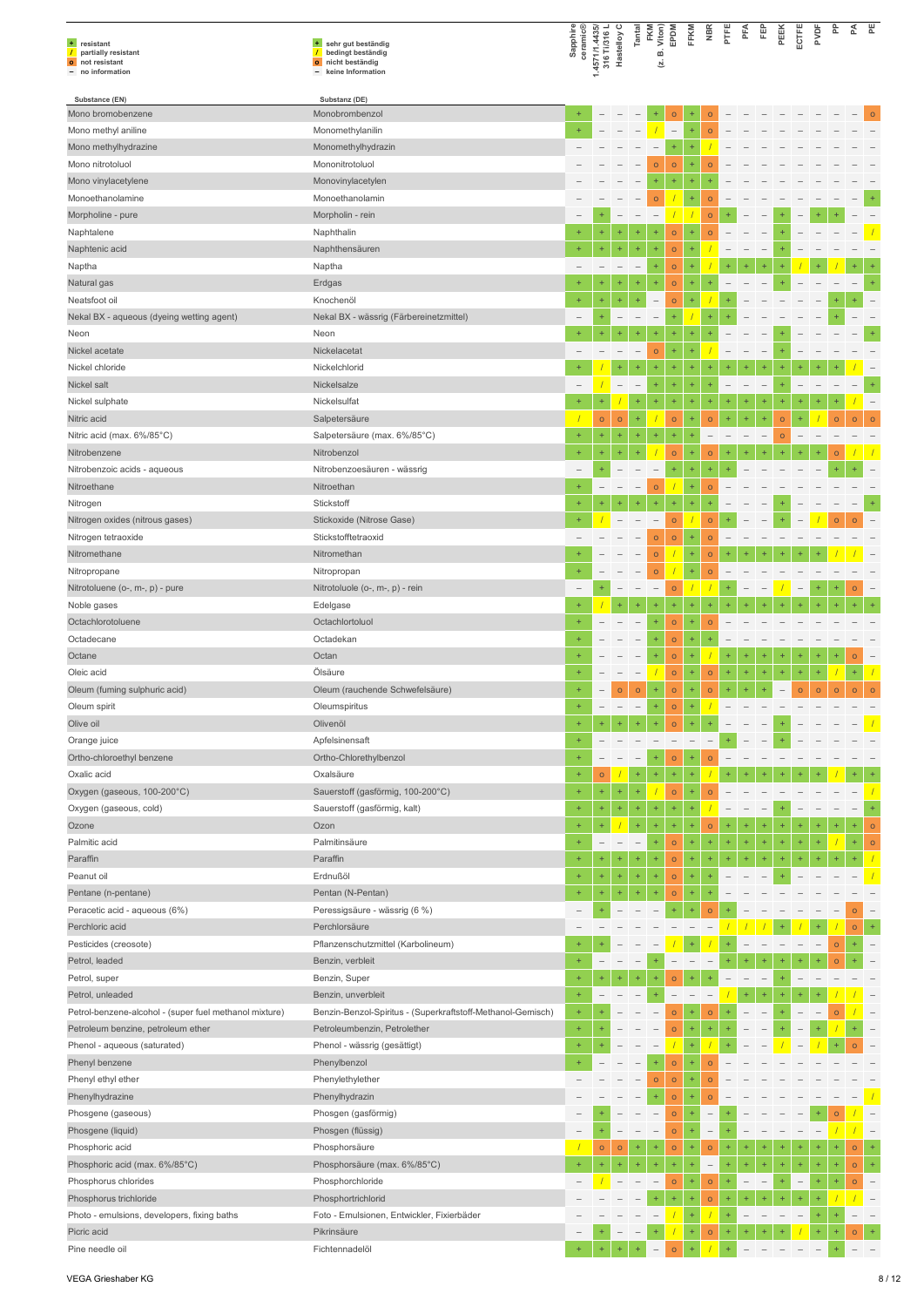| | |
|---|---|
| + resistant | + sehr gut beständig |
| / partially resistant | / bedingt beständig |
| o not resistant | o nicht beständig |
| – no information | – keine Information |

| Substance (EN) | Substanz (DE) | Sapphire ceramic® | 1.4571/1.4435/ 316 Ti/316 L | Hastelloy C | Tantal | FKM (z. B. Viton) | EPDM | FFKM | NBR | PTFE | PFA | FEP | PEEK | ECTFE | PVDF | PP | PA | PE |
|---|---|---|---|---|---|---|---|---|---|---|---|---|---|---|---|---|---|---|
| Mono bromobenzene | Monobrombenzol | + | – | – | – | + | o | + | o | – | – | – | – | – | – | – | – | o |
| Mono methyl aniline | Monomethylanilin | + | – | – | – | / | – | + | o | – | – | – | – | – | – | – | – | – |
| Mono methylhydrazine | Monomethylhydrazin | – | – | – | – | – | + | + | / | – | – | – | – | – | – | – | – | – |
| Mono nitrotoluol | Mononitrotoluol | – | – | – | – | o | o | + | o | – | – | – | – | – | – | – | – | – |
| Mono vinylacetylene | Monovinylacetylen | – | – | – | – | + | + | + | + | – | – | – | – | – | – | – | – | – |
| Monoethanolamine | Monoethanolamin | – | – | – | – | o | / | + | o | – | – | – | – | – | – | – | – | + |
| Morpholine - pure | Morpholin - rein | – | + | – | – | – | / | / | o | + | – | – | + | – | + | + | – | – |
| Naphtalene | Naphthalin | + | + | + | + | + | o | + | o | – | – | – | + | – | – | – | – | / |
| Naphtenic acid | Naphthensäuren | + | + | + | + | + | o | + | / | – | – | – | + | – | – | – | – | – |
| Naptha | Naptha | – | – | – | – | + | o | + | / | + | + | + | + | / | + | / | + | + |
| Natural gas | Erdgas | + | + | + | + | + | o | + | + | – | – | – | + | – | – | – | – | + |
| Neatsfoot oil | Knochenöl | + | + | + | + | – | o | + | / | + | – | – | – | – | – | + | + | – |
| Nekal BX - aqueous (dyeing wetting agent) | Nekal BX - wässrig (Färbereinetzmittel) | – | + | – | – | – | + | / | + | + | – | – | – | – | – | + | – | – |
| Neon | Neon | + | + | + | + | + | + | + | + | – | – | – | + | – | – | – | – | + |
| Nickel acetate | Nickelacetat | – | – | – | – | o | + | + | / | – | – | – | + | – | – | – | – | – |
| Nickel chloride | Nickelchlorid | + | / | + | + | + | + | + | + | + | + | + | + | + | + | + | / | – |
| Nickel salt | Nickelsalze | – | / | – | – | + | + | + | + | – | – | – | + | – | – | – | – | + |
| Nickel sulphate | Nickelsulfat | + | + | / | + | + | + | + | + | + | + | + | + | + | + | + | / | – |
| Nitric acid | Salpetersäure | / | o | o | + | / | o | + | o | + | + | + | o | + | / | o | o | o |
| Nitric acid (max. 6%/85°C) | Salpetersäure (max. 6%/85°C) | + | + | + | + | + | + | + | – | – | – | – | o | – | – | – | – | – |
| Nitrobenzene | Nitrobenzol | + | + | + | + | / | o | + | o | + | + | + | + | + | + | o | / | / |
| Nitrobenzoic acids - aqueous | Nitrobenzoesäuren - wässrig | – | + | – | – | – | + | + | + | + | – | – | – | – | – | + | + | – |
| Nitroethane | Nitroethan | + | – | – | – | o | / | + | o | – | – | – | – | – | – | – | – | – |
| Nitrogen | Stickstoff | + | + | + | + | + | + | + | + | – | – | – | + | – | – | – | – | + |
| Nitrogen oxides (nitrous gases) | Stickoxide (Nitrose Gase) | + | / | – | – | – | o | / | o | + | – | – | + | – | / | o | o | – |
| Nitrogen tetraoxide | Stickstofftetraoxid | – | – | – | – | o | o | + | o | – | – | – | – | – | – | – | – | – |
| Nitromethane | Nitromethan | + | – | – | – | o | / | + | o | + | + | + | + | + | + | / | / | – |
| Nitropropane | Nitropropan | + | – | – | – | o | / | + | o | – | – | – | – | – | – | – | – | – |
| Nitrotoluene (o-, m-, p) - pure | Nitrotoluole (o-, m-, p) - rein | – | + | – | – | – | o | / | / | + | – | – | / | – | + | + | o | – |
| Noble gases | Edelgase | + | / | + | + | + | + | + | + | + | + | + | + | + | + | + | + | + |
| Octachlorotoluene | Octachlortoluol | + | – | – | – | + | o | + | o | – | – | – | – | – | – | – | – | – |
| Octadecane | Octadekan | + | – | – | – | + | o | + | + | – | – | – | – | – | – | – | – | – |
| Octane | Octan | + | – | – | – | + | o | + | / | + | + | + | + | + | + | + | o | – |
| Oleic acid | Ölsäure | + | – | – | – | / | o | + | o | + | + | + | + | + | + | / | + | / |
| Oleum (fuming sulphuric acid) | Oleum (rauchende Schwefelsäure) | + | – | o | o | + | o | + | o | + | + | + | – | o | o | o | o | o |
| Oleum spirit | Oleumspiritus | + | – | – | – | + | o | + | / | – | – | – | – | – | – | – | – | – |
| Olive oil | Olivenöl | + | + | + | + | + | o | + | + | – | – | – | + | – | – | – | – | / |
| Orange juice | Apfelsinensaft | + | – | – | – | – | – | – | – | + | – | – | + | – | – | – | – | – |
| Ortho-chloroethyl benzene | Ortho-Chlorethylbenzol | + | – | – | – | + | o | + | o | – | – | – | – | – | – | – | – | – |
| Oxalic acid | Oxalsäure | + | o | / | + | + | + | + | / | + | + | + | + | + | + | / | + | + |
| Oxygen (gaseous, 100-200°C) | Sauerstoff (gasförmig, 100-200°C) | + | + | + | + | / | o | + | o | – | – | – | – | – | – | – | – | / |
| Oxygen (gaseous, cold) | Sauerstoff (gasförmig, kalt) | + | + | + | + | + | + | + | / | – | – | – | + | – | – | – | – | + |
| Ozone | Ozon | + | + | / | + | + | + | + | o | + | + | + | + | + | + | + | + | o |
| Palmitic acid | Palmitinsäure | + | – | – | – | + | o | + | + | + | + | + | + | + | + | / | + | o |
| Paraffin | Paraffin | + | + | + | + | + | o | + | + | + | + | + | + | + | + | + | + | / |
| Peanut oil | Erdnußöl | + | + | + | + | + | o | + | + | – | – | – | + | – | – | – | – | / |
| Pentane (n-pentane) | Pentan (N-Pentan) | + | + | + | + | + | o | + | + | – | – | – | – | – | – | – | – | – |
| Peracetic acid - aqueous (6%) | Peressigsäure - wässrig (6 %) | – | + | – | – | – | + | + | o | + | – | – | – | – | – | – | o | – |
| Perchloric acid | Perchlorsäure | – | – | – | – | – | – | – | – | / | / | / | + | / | + | / | o | + |
| Pesticides (creosote) | Pflanzenschutzmittel (Karbolineum) | + | + | – | – | – | / | + | / | + | – | – | – | – | – | o | + | – |
| Petrol, leaded | Benzin, verbleit | + | – | – | – | + | – | – | – | + | + | + | + | + | + | o | + | – |
| Petrol, super | Benzin, Super | + | + | + | + | + | o | + | + | – | – | – | + | – | – | – | – | – |
| Petrol, unleaded | Benzin, unverbleit | + | – | – | – | + | – | – | – | / | + | + | + | + | + | / | / | – |
| Petrol-benzene-alcohol - (super fuel methanol mixture) | Benzin-Benzol-Spiritus - (Superkraftstoff-Methanol-Gemisch) | + | + | – | – | – | o | + | o | + | – | – | + | – | – | o | / | – |
| Petroleum benzine, petroleum ether | Petroleumbenzin, Petrolether | + | + | – | – | – | o | + | + | + | – | – | + | – | + | / | + | – |
| Phenol - aqueous (saturated) | Phenol - wässrig (gesättigt) | + | + | – | – | – | / | + | / | + | – | – | / | – | / | + | o | – |
| Phenyl benzene | Phenylbenzol | + | – | – | – | + | o | + | o | – | – | – | – | – | – | – | – | – |
| Phenyl ethyl ether | Phenylethylether | – | – | – | – | o | o | + | o | – | – | – | – | – | – | – | – | – |
| Phenylhydrazine | Phenylhydrazin | – | – | – | – | + | o | + | o | – | – | – | – | – | – | – | – | / |
| Phosgene (gaseous) | Phosgen (gasförmig) | – | + | – | – | – | o | + | – | + | – | – | – | – | + | o | / | – |
| Phosgene (liquid) | Phosgen (flüssig) | – | + | – | – | – | o | + | – | + | – | – | – | – | – | / | / | – |
| Phosphoric acid | Phosphorsäure | / | o | o | + | + | o | + | o | + | + | + | + | + | + | + | o | + |
| Phosphoric acid (max. 6%/85°C) | Phosphorsäure (max. 6%/85°C) | + | + | + | + | + | + | + | – | + | + | + | + | + | + | + | o | + |
| Phosphorus chlorides | Phosphorchloride | – | / | – | – | – | o | + | o | + | – | – | + | – | + | + | o | – |
| Phosphorus trichloride | Phosphortrichlorid | – | – | – | – | + | + | + | o | + | + | + | + | + | + | / | / | – |
| Photo - emulsions, developers, fixing baths | Foto - Emulsionen, Entwickler, Fixierbäder | – | – | – | – | – | / | + | / | + | – | – | – | – | + | + | – | – |
| Picric acid | Pikrinsäure | – | + | – | – | + | / | + | o | + | + | + | + | / | + | + | o | + |
| Pine needle oil | Fichtennadelöl | + | + | + | + | – | o | + | / | + | – | – | – | – | – | + | – | – |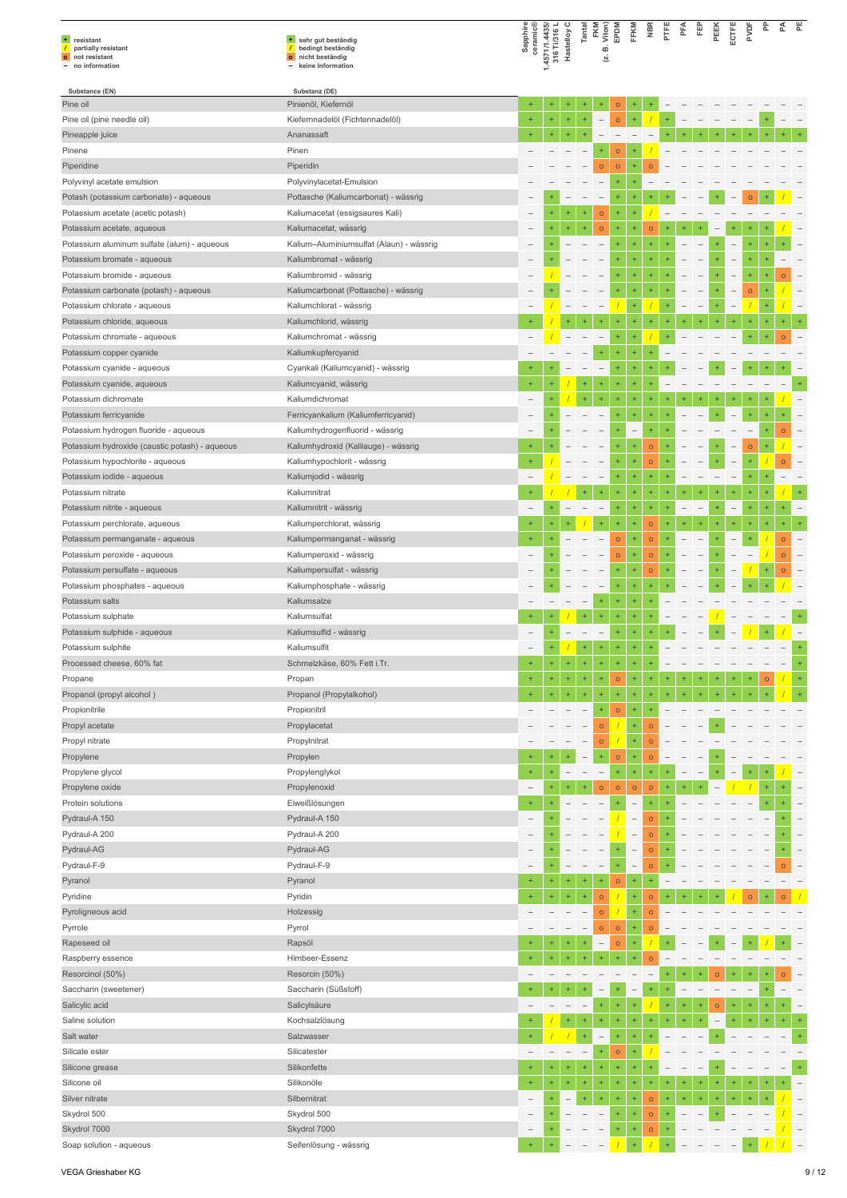| | |
|---|---|
| + resistant | + sehr gut beständig |
| / partially resistant | / bedingt beständig |
| o not resistant | o nicht beständig |
| – no information | – keine Information |

| Substance (EN) | Substanz (DE) | Sapphire ceramic® | 1.4571/1.4435/ 316 Ti/316 L | Hastelloy C | Tantal | FKM (z. B. Viton) | EPDM | FFKM | NBR | PTFE | PFA | FEP | PEEK | ECTFE | PVDF | PP | PA | PE |
|---|---|---|---|---|---|---|---|---|---|---|---|---|---|---|---|---|---|---|
| Pine oil | Pinienöl, Kiefernöl | + | + | + | + | + | o | + | + | – | – | – | – | – | – | – | – | – |
| Pine oil (pine needle oil) | Kiefernnadelöl (Fichtennadelöl) | + | + | + | + | – | o | + | / | + | – | – | – | – | – | + | – | – |
| Pineapple juice | Ananassaft | + | + | + | + | – | – | – | – | + | + | + | + | + | + | + | + | + |
| Pinene | Pinen | – | – | – | – | + | o | + | / | – | – | – | – | – | – | – | – | – |
| Piperidine | Piperidin | – | – | – | – | o | o | + | o | – | – | – | – | – | – | – | – | – |
| Polyvinyl acetate emulsion | Polyvinylacetat-Emulsion | – | – | – | – | – | + | + | – | – | – | – | – | – | – | – | – | – |
| Potash (potassium carbonate) - aqueous | Pottasche (Kaliumcarbonat) - wässrig | – | + | – | – | – | + | + | + | + | – | – | + | – | o | + | / | – |
| Potassium acetate (acetic potash) | Kaliumacetat (essigsaures Kali) | – | + | + | + | o | + | + | / | – | – | – | – | – | – | – | – | – |
| Potassium acetate, aqueous | Kaliumacetat, wässrig | – | + | + | + | o | + | + | o | + | + | + | – | + | + | + | / | – |
| Potassium aluminum sulfate (alum) - aqueous | Kalium–Aluminiumsulfat (Alaun) - wässrig | – | + | – | – | – | + | + | + | + | – | – | + | – | + | + | + | – |
| Potassium bromate - aqueous | Kaliumbromat - wässrig | – | + | – | – | – | + | + | + | + | – | – | + | – | + | + | – | – |
| Potassium bromide - aqueous | Kaliumbromid - wässrig | – | / | – | – | – | + | + | + | + | – | – | + | – | + | + | o | – |
| Potassium carbonate (potash) - aqueous | Kaliumcarbonat (Pottasche) - wässrig | – | + | – | – | – | + | + | + | + | – | – | + | – | o | + | / | – |
| Potassium chlorate - aqueous | Kaliumchlorat - wässrig | – | / | – | – | – | / | + | / | + | – | – | + | – | / | + | / | – |
| Potassium chloride, aqueous | Kaliumchlorid, wässrig | + | / | + | + | + | + | + | + | + | + | + | + | + | + | + | + | + |
| Potassium chromate - aqueous | Kaliumchromat - wässrig | – | / | – | – | – | + | + | / | + | – | – | – | – | + | + | o | – |
| Potassium copper cyanide | Kaliumkupfercyanid | – | – | – | – | + | + | + | + | – | – | – | – | – | – | – | – | – |
| Potassium cyanide - aqueous | Cyankali (Kaliumcyanid) - wässrig | + | + | – | – | – | + | + | + | + | – | – | + | – | + | + | + | – |
| Potassium cyanide, aqueous | Kaliumcyanid, wässrig | + | + | / | + | + | + | + | + | – | – | – | – | – | – | – | – | + |
| Potassium dichromate | Kaliumdichromat | – | + | / | + | + | + | + | + | + | + | + | + | + | + | + | / | – |
| Potassium ferricyanide | Ferricyankalium (Kaliumferricyanid) | – | + | – | – | – | + | + | + | + | – | – | + | – | + | + | + | – |
| Potassium hydrogen fluoride - aqueous | Kaliumhydrogenfluorid - wässrig | – | + | – | – | – | + | – | + | + | – | – | – | – | – | + | o | – |
| Potassium hydroxide (caustic potash) - aqueous | Kaliumhydroxid (Kalilauge) - wässrig | + | + | – | – | – | + | + | o | + | – | – | + | – | o | + | / | – |
| Potassium hypochlorite - aqueous | Kaliumhypochlorit - wässrig | + | / | – | – | – | + | + | o | + | – | – | + | – | + | / | o | – |
| Potassium iodide - aqueous | Kaliumjodid - wässrig | – | / | – | – | – | + | + | + | + | – | – | – | – | + | + | – | – |
| Potassium nitrate | Kaliumnitrat | + | / | / | + | + | + | + | + | + | + | + | + | + | + | + | / | + |
| Potassium nitrite - aqueous | Kaliumnitrit - wässrig | – | + | – | – | – | + | + | + | + | – | – | + | – | + | + | + | – |
| Potassium perchlorate, aqueous | Kaliumperchlorat, wässrig | + | + | + | / | + | + | + | o | + | + | + | + | + | + | + | + | + |
| Potassium permanganate - aqueous | Kaliumpermanganat - wässrig | + | + | – | – | – | o | + | o | + | – | – | + | – | + | / | o | – |
| Potassium peroxide - aqueous | Kaliumperoxid - wässrig | – | + | – | – | – | o | + | o | + | – | – | + | – | – | / | o | – |
| Potassium persulfate - aqueous | Kaliumpersulfat - wässrig | – | + | – | – | – | + | + | o | + | – | – | + | – | / | + | o | – |
| Potassium phosphates - aqueous | Kaliumphosphate - wässrig | – | + | – | – | – | + | + | + | + | – | – | + | – | + | + | / | – |
| Potassium salts | Kaliumsalze | – | – | – | – | + | + | + | + | – | – | – | – | – | – | – | – | – |
| Potassium sulphate | Kaliumsulfat | + | + | / | + | + | + | + | + | – | – | – | / | – | – | – | – | + |
| Potassium sulphide - aqueous | Kaliumsulfid - wässrig | – | + | – | – | – | + | + | + | + | – | – | + | – | / | + | / | – |
| Potassium sulphite | Kaliumsulfit | – | + | / | + | + | + | + | + | – | – | – | – | – | – | – | – | + |
| Processed cheese, 60% fat | Schmelzkäse, 60% Fett i.Tr. | + | + | + | + | + | + | + | + | – | – | – | – | – | – | – | – | + |
| Propane | Propan | + | + | + | + | + | o | + | + | + | + | + | + | + | + | o | / | + |
| Propanol (propyl alcohol ) | Propanol (Propylalkohol) | + | + | + | + | + | + | + | + | + | + | + | + | + | + | + | / | + |
| Propionitrile | Propionitril | – | – | – | – | + | o | + | + | – | – | – | – | – | – | – | – | – |
| Propyl acetate | Propylacetat | – | – | – | – | o | / | + | o | – | – | – | + | – | – | – | – | – |
| Propyl nitrate | Propylnitrat | – | – | – | – | o | / | + | o | – | – | – | – | – | – | – | – | – |
| Propylene | Propylen | + | + | + | – | + | o | + | o | – | – | – | + | – | – | – | – | – |
| Propylene glycol | Propylenglykol | + | + | – | – | – | + | + | + | + | – | – | + | – | + | + | / | – |
| Propylene oxide | Propylenoxid | – | + | + | + | o | o | o | o | + | + | + | – | / | / | + | + | – |
| Protein solutions | Eiweißlösungen | + | + | – | – | – | + | – | + | + | – | – | – | – | – | + | + | – |
| Pydraul-A 150 | Pydraul-A 150 | – | + | – | – | – | / | – | o | + | – | – | – | – | – | – | + | – |
| Pydraul-A 200 | Pydraul-A 200 | – | + | – | – | – | / | – | o | + | – | – | – | – | – | – | + | – |
| Pydraul-AG | Pydraul-AG | – | + | – | – | – | + | – | o | + | – | – | – | – | – | – | + | – |
| Pydraul-F-9 | Pydraul-F-9 | – | + | – | – | – | + | – | o | + | – | – | – | – | – | – | o | – |
| Pyranol | Pyranol | + | + | + | + | + | o | + | + | – | – | – | – | – | – | – | – | – |
| Pyridine | Pyridin | + | + | + | + | o | / | + | o | + | + | + | + | / | o | + | o | / |
| Pyroligneous acid | Holzessig | – | – | – | – | o | / | + | o | – | – | – | – | – | – | – | – | – |
| Pyrrole | Pyrrol | – | – | – | – | o | o | + | o | – | – | – | – | – | – | – | – | – |
| Rapeseed oil | Rapsöl | + | + | + | + | – | o | + | / | + | – | – | + | – | + | / | + | – |
| Raspberry essence | Himbeer-Essenz | + | + | + | + | + | + | + | o | – | – | – | – | – | – | – | – | – |
| Resorcinol (50%) | Resorcin (50%) | – | – | – | – | – | – | – | – | + | + | + | o | + | + | + | o | – |
| Saccharin (sweetener) | Saccharin (Süßstoff) | + | + | + | + | – | + | – | + | + | – | – | – | – | – | + | – | – |
| Salicylic acid | Salicylsäure | – | – | – | – | + | + | + | / | + | + | + | o | + | + | + | + | – |
| Saline solution | Kochsalzlösung | + | / | + | + | + | + | + | + | + | + | + | – | + | + | + | + | + |
| Salt water | Salzwasser | + | / | / | + | – | + | + | + | – | – | – | + | – | – | – | – | + |
| Silicate ester | Silicatester | – | – | – | – | + | o | + | / | – | – | – | – | – | – | – | – | – |
| Silicone grease | Silikonfette | + | + | + | + | + | + | + | + | – | – | – | + | – | – | – | – | + |
| Silicone oil | Silikonöle | + | + | + | + | + | + | + | + | + | + | + | + | + | + | + | + | – |
| Silver nitrate | Silbernitrat | – | + | – | + | + | + | + | o | + | + | + | + | + | + | + | / | – |
| Skydrol 500 | Skydrol 500 | – | + | – | – | – | + | + | o | + | – | – | + | – | – | – | / | – |
| Skydrol 7000 | Skydrol 7000 | – | + | – | – | – | + | + | o | + | – | – | – | – | – | – | / | – |
| Soap solution - aqueous | Seifenlösung - wässrig | + | + | – | – | – | / | + | / | + | – | – | – | – | + | / | / | – |

VEGA Grieshaber KG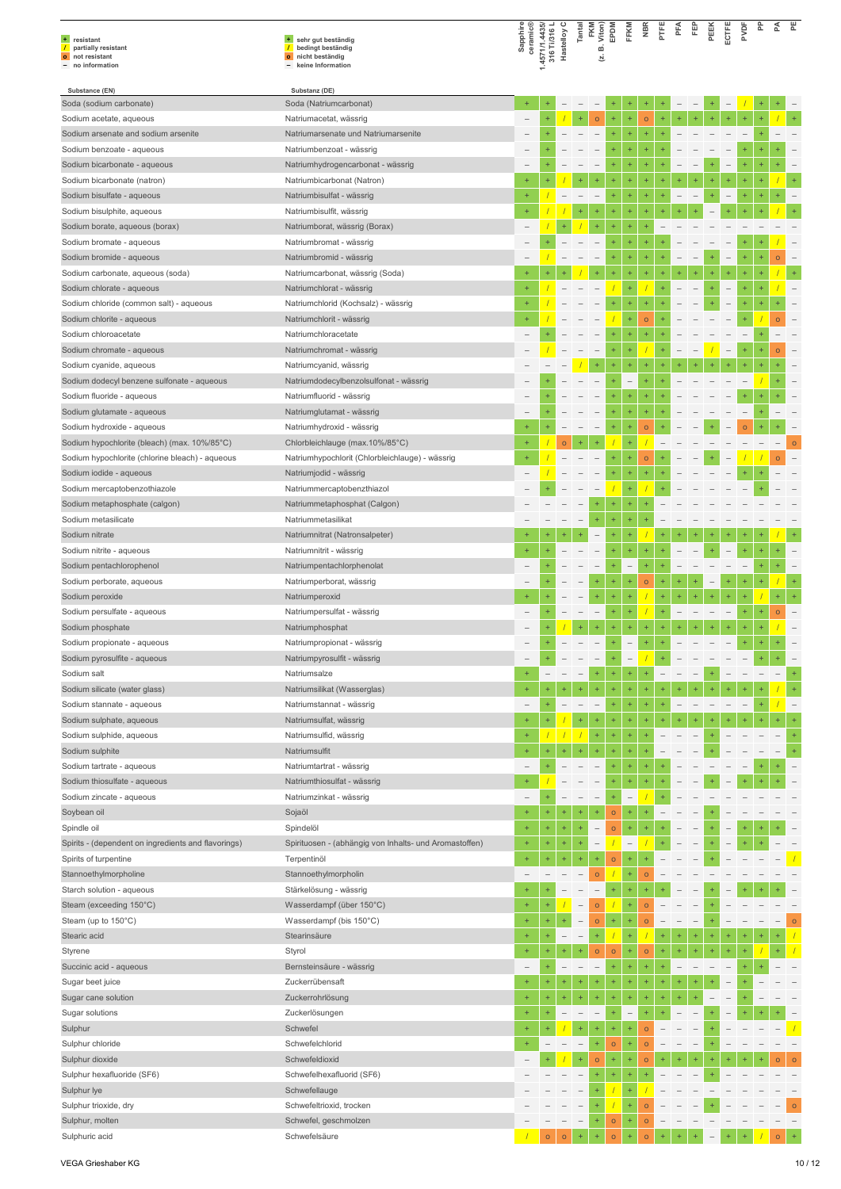| + resistant | + sehr gut beständig |
|---|---|
| / partially resistant | / bedingt beständig |
| o not resistant | o nicht beständig |
| – no information | – keine Information |

| Substance (EN) | Substanz (DE) | Sapphire ceramic® | 1.4571/1.4435/ 316 Ti/316 L | Hastelloy C | Tantal | FKM (z. B. Viton) | EPDM | FFKM | NBR | PTFE | PFA | FEP | PEEK | ECTFE | PVDF | PP | PA | PE |
|---|---|---|---|---|---|---|---|---|---|---|---|---|---|---|---|---|---|---|
| Soda (sodium carbonate) | Soda (Natriumcarbonat) | + | + | – | – | – | + | + | + | + | – | – | + | – | / | + | + | – |
| Sodium acetate, aqueous | Natriumacetat, wässrig | – | + | / | + | o | + | + | o | + | + | + | + | + | + | + | / | + |
| Sodium arsenate and sodium arsenite | Natriumarsenate und Natriumarsenite | – | + | – | – | – | + | + | + | + | – | – | – | – | – | + | – | – |
| Sodium benzoate - aqueous | Natriumbenzoat - wässrig | – | + | – | – | – | + | + | + | + | – | – | – | – | + | + | + | – |
| Sodium bicarbonate - aqueous | Natriumhydrogencarbonat - wässrig | – | + | – | – | – | + | + | + | + | – | – | + | – | + | + | + | – |
| Sodium bicarbonate (natron) | Natriumbicarbonat (Natron) | + | + | / | + | + | + | + | + | + | + | + | + | + | + | + | / | + |
| Sodium bisulfate - aqueous | Natriumbisulfat - wässrig | + | / | – | – | – | + | + | + | + | – | – | + | – | + | + | + | – |
| Sodium bisulphite, aqueous | Natriumbisulfit, wässrig | + | / | / | + | + | + | + | + | + | + | + | – | + | + | + | / | + |
| Sodium borate, aqueous (borax) | Natriumborat, wässrig (Borax) | – | / | + | / | + | + | + | + | – | – | – | – | – | – | – | – | – |
| Sodium bromate - aqueous | Natriumbromat - wässrig | – | + | – | – | – | + | + | + | + | – | – | – | – | + | + | / | – |
| Sodium bromide - aqueous | Natriumbromid - wässrig | – | / | – | – | – | + | + | + | + | – | – | + | – | + | + | o | – |
| Sodium carbonate, aqueous (soda) | Natriumcarbonat, wässrig (Soda) | + | + | + | / | + | + | + | + | + | + | + | + | + | + | + | / | + |
| Sodium chlorate - aqueous | Natriumchlorat - wässrig | + | / | – | – | – | / | + | / | + | – | – | + | – | + | + | / | – |
| Sodium chloride (common salt) - aqueous | Natriumchlorid (Kochsalz) - wässrig | + | / | – | – | – | + | + | + | + | – | – | + | – | + | + | + | – |
| Sodium chlorite - aqueous | Natriumchlorit - wässrig | + | / | – | – | – | / | + | o | + | – | – | – | – | + | / | o | – |
| Sodium chloroacetate | Natriumchloracetat | – | + | – | – | – | + | + | + | + | – | – | – | – | – | + | – | – |
| Sodium chromate - aqueous | Natriumchromat - wässrig | – | / | – | – | – | + | + | / | + | – | – | / | – | + | + | o | – |
| Sodium cyanide, aqueous | Natriumcyanid, wässrig | – | – | – | / | + | + | + | + | + | + | + | + | + | + | + | + | – |
| Sodium dodecyl benzene sulfonate - aqueous | Natriumdodecylbenzolsulfonat - wässrig | – | + | – | – | – | + | – | + | + | – | – | – | – | – | / | + | – |
| Sodium fluoride - aqueous | Natriumfluorid - wässrig | – | + | – | – | – | + | + | + | + | – | – | – | – | + | + | + | – |
| Sodium glutamate - aqueous | Natriumglutamat - wässrig | – | + | – | – | – | + | + | + | + | – | – | – | – | – | + | – | – |
| Sodium hydroxide - aqueous | Natriumhydroxid - wässrig | + | + | – | – | – | + | + | o | + | – | – | + | – | o | + | + | – |
| Sodium hypochlorite (bleach) (max. 10%/85°C) | Chlorbleichlauge (max.10%/85°C) | + | / | o | + | + | / | + | / | – | – | – | – | – | – | – | – | o |
| Sodium hypochlorite (chlorine bleach) - aqueous | Natriumhypochlorit (Chlorbleichlauge) - wässrig | + | / | – | – | – | + | + | o | + | – | – | + | – | / | / | o | – |
| Sodium iodide - aqueous | Natriumjodid - wässrig | – | / | – | – | – | + | + | + | + | – | – | – | – | + | + | – | – |
| Sodium mercaptobenzothiazole | Natriummercaptobenzothiazol | – | + | – | – | – | / | + | / | + | – | – | – | – | – | + | – | – |
| Sodium metaphosphate (calgon) | Natriummetaphosphat (Calgon) | – | – | – | – | + | + | + | + | – | – | – | – | – | – | – | – | – |
| Sodium metasilicate | Natriummetasilikat | – | – | – | – | + | + | + | + | – | – | – | – | – | – | – | – | – |
| Sodium nitrate | Natriumnitrat (Natronsalpeter) | + | + | + | + | – | + | + | / | + | + | + | + | + | + | + | / | + |
| Sodium nitrite - aqueous | Natriumnitrit - wässrig | + | + | – | – | – | + | + | + | + | – | – | + | – | + | + | + | – |
| Sodium pentachlorophenol | Natriumpentachlorphenolat | – | + | – | – | – | + | – | + | + | – | – | – | – | – | + | + | – |
| Sodium perborate, aqueous | Natriumperborat, wässrig | – | + | – | – | + | + | + | o | + | + | + | – | + | + | + | / | + |
| Sodium peroxide | Natriumperoxid | + | + | – | – | + | + | + | / | + | + | + | + | + | + | / | + | + |
| Sodium persulfate - aqueous | Natriumpersulfat - wässrig | – | + | – | – | – | + | + | / | + | – | – | – | – | + | + | o | – |
| Sodium phosphate | Natriumphosphat | – | + | / | + | + | + | + | + | + | + | + | + | + | + | + | / | – |
| Sodium propionate - aqueous | Natriumpropionat - wässrig | – | + | – | – | – | + | – | + | + | – | – | – | – | + | + | + | – |
| Sodium pyrosulfite - aqueous | Natriumpyrosulfit - wässrig | – | + | – | – | – | + | – | / | + | – | – | – | – | – | + | + | – |
| Sodium salt | Natriumsalze | + | – | – | – | + | + | + | + | – | – | – | + | – | – | – | – | + |
| Sodium silicate (water glass) | Natriumsilikat (Wasserglas) | + | + | + | + | + | + | + | + | + | + | + | + | + | + | + | / | + |
| Sodium stannate - aqueous | Natriumstannat - wässrig | – | + | – | – | – | + | + | + | + | – | – | – | – | – | + | / | – |
| Sodium sulphate, aqueous | Natriumsulfat, wässrig | + | + | / | + | + | + | + | + | + | + | + | + | + | + | + | + | + |
| Sodium sulphide, aqueous | Natriumsulfid, wässrig | + | / | / | / | + | + | + | + | – | – | – | + | – | – | – | – | + |
| Sodium sulphite | Natriumsulfit | + | + | + | + | + | + | + | + | – | – | – | + | – | – | – | – | + |
| Sodium tartrate - aqueous | Natriumtartrat - wässrig | – | + | – | – | – | + | + | + | + | – | – | – | – | – | + | + | – |
| Sodium thiosulfate - aqueous | Natriumthiosulfat - wässrig | + | / | – | – | – | + | + | + | + | – | – | + | – | + | + | + | – |
| Sodium zincate - aqueous | Natriumzinkat - wässrig | – | + | – | – | – | + | – | / | + | – | – | – | – | – | – | – | – |
| Soybean oil | Sojaöl | + | + | + | + | + | o | + | + | – | – | – | + | – | – | – | – | – |
| Spindle oil | Spindelöl | + | + | + | + | – | o | + | + | + | – | – | + | – | + | + | + | – |
| Spirits - (dependent on ingredients and flavorings) | Spirituosen - (abhängig von Inhalts- und Aromastoffen) | + | + | + | + | – | / | – | / | + | – | – | + | – | + | + | – | – |
| Spirits of turpentine | Terpentinöl | + | + | + | + | + | o | + | + | – | – | – | + | – | – | – | – | / |
| Stannoethylmorpholine | Stannoethylmorpholin | – | – | – | – | o | / | + | o | – | – | – | – | – | – | – | – | – |
| Starch solution - aqueous | Stärkelösung - wässrig | + | + | – | – | – | + | + | + | + | – | – | + | – | + | + | + | – |
| Steam (exceeding 150°C) | Wasserdampf (über 150°C) | + | + | / | – | o | / | + | o | – | – | – | + | – | – | – | – | – |
| Steam (up to 150°C) | Wasserdampf (bis 150°C) | + | + | + | – | o | + | + | o | – | – | – | + | – | – | – | – | o |
| Stearic acid | Stearinsäure | + | + | – | – | + | / | + | / | + | + | + | + | + | + | + | + | / |
| Styrene | Styrol | + | + | + | + | o | o | + | o | + | + | + | + | + | + | / | + | / |
| Succinic acid - aqueous | Bernsteinsäure - wässrig | – | + | – | – | – | + | + | + | + | – | – | – | – | + | + | – | – |
| Sugar beet juice | Zuckerrübensaft | + | + | + | + | + | + | + | + | + | + | + | + | – | + | – | – | – |
| Sugar cane solution | Zuckerrohrlösung | + | + | + | + | + | + | + | + | + | + | + | – | – | + | – | – | – |
| Sugar solutions | Zuckerlösungen | + | + | – | – | – | + | – | + | + | – | – | + | – | + | + | + | – |
| Sulphur | Schwefel | + | + | / | + | + | + | + | o | – | – | – | + | – | – | – | – | / |
| Sulphur chloride | Schwefelchlorid | + | – | – | – | + | o | + | o | – | – | – | + | – | – | – | – | – |
| Sulphur dioxide | Schwefeldioxid | – | + | / | + | o | + | + | o | + | + | + | + | + | + | + | o | o |
| Sulphur hexafluoride (SF6) | Schwefelhexafluorid (SF6) | – | – | – | – | + | + | + | + | – | – | – | + | – | – | – | – | – |
| Sulphur lye | Schwefellauge | – | – | – | – | + | / | + | / | – | – | – | – | – | – | – | – | – |
| Sulphur trioxide, dry | Schwefeltrioxid, trocken | – | – | – | – | + | / | + | o | – | – | – | + | – | – | – | – | o |
| Sulphur, molten | Schwefel, geschmolzen | – | – | – | – | + | o | + | o | – | – | – | – | – | – | – | – | – |
| Sulphuric acid | Schwefelsäure | / | o | o | + | + | o | + | o | + | + | + | – | + | + | / | o | + |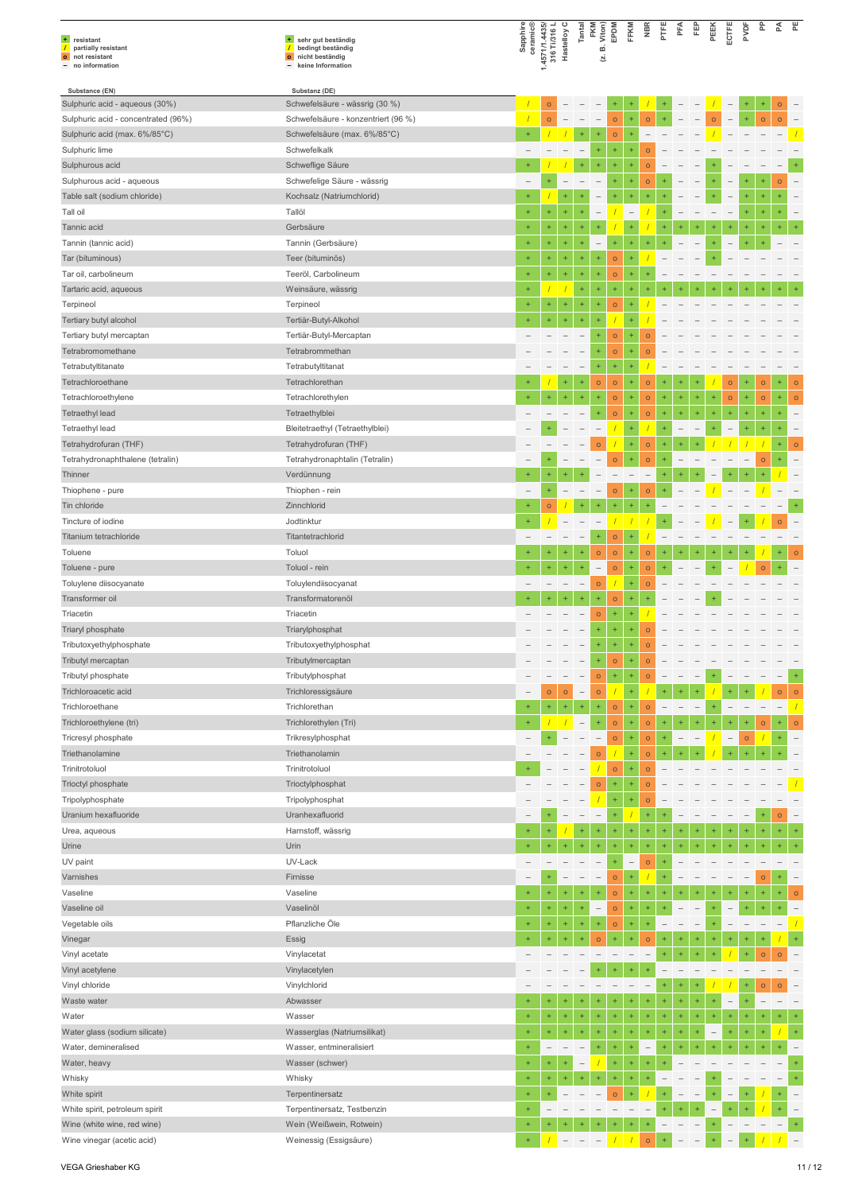| | | | |
|---|---|---|---|
| + | resistant | + | sehr gut beständig |
| / | partially resistant | / | bedingt beständig |
| o | not resistant | o | nicht beständig |
| – | no information | – | keine Information |

| Substance (EN) | Substanz (DE) | Sapphire ceramic® | 1.4571/1.4435/ 316 Ti/316 L | Hastelloy C | Tantal | FKM (z. B. Viton) | EPDM | FFKM | NBR | PTFE | PFA | FEP | PEEK | ECTFE | PVDF | PP | PA | PE |
|---|---|---|---|---|---|---|---|---|---|---|---|---|---|---|---|---|---|---|
| Sulphuric acid - aqueous (30%) | Schwefelsäure - wässrig (30 %) | / | o | – | – | – | + | + | / | + | – | – | / | – | + | + | o | – |
| Sulphuric acid - concentrated (96%) | Schwefelsäure - konzentriert (96 %) | / | o | – | – | – | o | + | o | + | – | – | o | – | + | o | o | – |
| Sulphuric acid (max. 6%/85°C) | Schwefelsäure (max. 6%/85°C) | + | / | / | + | + | o | + | – | – | – | – | / | – | – | – | – | / |
| Sulphuric lime | Schwefelkalk | – | – | – | – | + | + | + | o | – | – | – | – | – | – | – | – | – |
| Sulphurous acid | Schweflige Säure | + | / | / | + | + | + | + | o | – | – | – | + | – | – | – | – | + |
| Sulphurous acid - aqueous | Schwefelige Säure - wässrig | – | + | – | – | – | + | + | o | + | – | – | + | – | + | + | o | – |
| Table salt (sodium chloride) | Kochsalz (Natriumchlorid) | + | / | + | + | – | + | + | + | + | – | – | + | – | + | + | + | – |
| Tall oil | Tallöl | + | + | + | + | – | / | – | / | + | – | – | – | – | + | + | + | – |
| Tannic acid | Gerbsäure | + | + | + | + | + | / | + | / | + | + | + | + | + | + | + | + | + |
| Tannin (tannic acid) | Tannin (Gerbsäure) | + | + | + | + | – | + | + | + | + | – | – | + | – | + | + | – | – |
| Tar (bituminous) | Teer (bituminös) | + | + | + | + | + | o | + | / | – | – | – | + | – | – | – | – | – |
| Tar oil, carbolineum | Teeröl, Carbolineum | + | + | + | + | + | o | + | + | – | – | – | – | – | – | – | – | – |
| Tartaric acid, aqueous | Weinsäure, wässrig | + | / | / | + | + | + | + | + | + | + | + | + | + | + | + | + | + |
| Terpineol | Terpineol | + | + | + | + | + | o | + | / | – | – | – | – | – | – | – | – | – |
| Tertiary butyl alcohol | Tertiär-Butyl-Alkohol | + | + | + | + | + | / | + | / | – | – | – | – | – | – | – | – | – |
| Tertiary butyl mercaptan | Tertiär-Butyl-Mercaptan | – | – | – | – | + | o | + | o | – | – | – | – | – | – | – | – | – |
| Tetrabromomethane | Tetrabrommethan | – | – | – | – | + | o | + | o | – | – | – | – | – | – | – | – | – |
| Tetrabutyltitanate | Tetrabutyltitanat | – | – | – | – | + | + | + | / | – | – | – | – | – | – | – | – | – |
| Tetrachloroethane | Tetrachlorethan | + | / | + | + | o | o | + | o | + | + | + | / | o | + | o | + | o |
| Tetrachloroethylene | Tetrachlorethylen | + | + | + | + | + | o | + | o | + | + | + | + | o | + | o | + | o |
| Tetraethyl lead | Tetraethylblei | – | – | – | – | + | o | + | o | + | + | + | + | + | + | + | + | – |
| Tetraethyl lead | Bleitetraethyl (Tetraethylblei) | – | + | – | – | – | / | + | / | + | – | – | + | – | + | + | + | – |
| Tetrahydrofuran (THF) | Tetrahydrofuran (THF) | – | – | – | – | o | / | + | o | + | + | + | / | / | / | / | + | o |
| Tetrahydronaphthalene (tetralin) | Tetrahydronaphtalin (Tetralin) | – | + | – | – | – | o | + | o | + | – | – | – | – | – | o | + | – |
| Thinner | Verdünnung | + | + | + | + | – | – | – | – | + | + | + | – | + | + | + | / | – |
| Thiophene - pure | Thiophen - rein | – | + | – | – | – | o | + | o | + | – | – | / | – | – | / | – | – |
| Tin chloride | Zinnchlorid | + | o | / | + | + | + | + | + | – | – | – | – | – | – | – | – | + |
| Tincture of iodine | Jodtinktur | + | / | – | – | – | / | / | / | + | – | – | / | – | + | / | o | – |
| Titanium tetrachloride | Titantetrachlorid | – | – | – | – | + | o | + | / | – | – | – | – | – | – | – | – | – |
| Toluene | Toluol | + | + | + | + | o | o | + | o | + | + | + | + | + | + | / | + | o |
| Toluene - pure | Toluol - rein | + | + | + | + | – | o | + | o | + | – | – | + | – | / | o | + | – |
| Toluylene diisocyanate | Toluylendiisocyanat | – | – | – | – | o | / | + | o | – | – | – | – | – | – | – | – | – |
| Transformer oil | Transformatorenöl | + | + | + | + | + | o | + | + | – | – | – | + | – | – | – | – | – |
| Triacetin | Triacetin | – | – | – | – | o | + | + | / | – | – | – | – | – | – | – | – | – |
| Triaryl phosphate | Triarylphosphat | – | – | – | – | + | + | + | o | – | – | – | – | – | – | – | – | – |
| Tributoxyethylphosphate | Tributoxyethylphosphat | – | – | – | – | + | + | + | o | – | – | – | – | – | – | – | – | – |
| Tributyl mercaptan | Tributylmercaptan | – | – | – | – | + | o | + | o | – | – | – | – | – | – | – | – | – |
| Tributyl phosphate | Tributylphosphat | – | – | – | – | o | + | + | o | – | – | – | + | – | – | – | – | + |
| Trichloroacetic acid | Trichloressigsäure | – | o | o | – | o | / | + | / | + | + | + | / | + | + | / | o | o |
| Trichloroethane | Trichlorethan | + | + | + | + | + | o | + | o | – | – | – | + | – | – | – | – | / |
| Trichloroethylene (tri) | Trichlorethylen (Tri) | + | / | / | – | + | o | + | o | + | + | + | + | + | + | o | + | o |
| Tricresyl phosphate | Trikresylphosphat | – | + | – | – | – | o | + | o | + | – | – | / | – | o | / | + | – |
| Triethanolamine | Triethanolamin | – | – | – | – | o | / | + | o | + | + | + | / | + | + | + | + | – |
| Trinitrotoluol | Trinitrotoluol | + | – | – | – | / | o | + | o | – | – | – | – | – | – | – | – | – |
| Trioctyl phosphate | Trioctylphosphat | – | – | – | – | o | + | + | o | – | – | – | – | – | – | – | – | / |
| Tripolyphosphate | Tripolyphosphat | – | – | – | – | / | + | + | o | – | – | – | – | – | – | – | – | – |
| Uranium hexafluoride | Uranhexafluorid | – | + | – | – | – | + | / | + | + | – | – | – | – | – | + | o | – |
| Urea, aqueous | Harnstoff, wässrig | + | + | / | + | + | + | + | + | + | + | + | + | + | + | + | + | + |
| Urine | Urin | + | + | + | + | + | + | + | + | + | + | + | + | + | + | + | + | + |
| UV paint | UV-Lack | – | – | – | – | – | + | – | o | + | – | – | – | – | – | – | – | – |
| Varnishes | Firnisse | – | + | – | – | – | o | + | / | + | – | – | – | – | – | o | + | – |
| Vaseline | Vaseline | + | + | + | + | + | o | + | + | + | + | + | + | + | + | + | + | o |
| Vaseline oil | Vaselinöl | + | + | + | + | – | o | + | + | + | – | – | + | – | + | + | + | – |
| Vegetable oils | Pflanzliche Öle | + | + | + | + | + | o | + | + | – | – | – | + | – | – | – | – | / |
| Vinegar | Essig | + | + | + | + | o | + | + | o | + | + | + | + | + | + | + | / | + |
| Vinyl acetate | Vinylacetat | – | – | – | – | – | – | – | – | + | + | + | + | / | + | o | o | – |
| Vinyl acetylene | Vinylacetylen | – | – | – | – | + | + | + | + | – | – | – | – | – | – | – | – | – |
| Vinyl chloride | Vinylchlorid | – | – | – | – | – | – | – | – | + | + | + | / | / | + | o | o | – |
| Waste water | Abwasser | + | + | + | + | + | + | + | + | + | + | + | + | – | + | – | – | – |
| Water | Wasser | + | + | + | + | + | + | + | + | + | + | + | + | + | + | + | + | + |
| Water glass (sodium silicate) | Wasserglas (Natriumsilikat) | + | + | + | + | + | + | + | + | + | + | + | – | + | + | + | / | + |
| Water, demineralised | Wasser, entmineralisiert | + | – | – | – | + | + | + | – | + | + | + | + | + | + | + | + | – |
| Water, heavy | Wasser (schwer) | + | + | + | – | / | + | + | + | + | – | – | – | – | – | – | – | + |
| Whisky | Whisky | + | + | + | + | + | + | + | + | – | – | – | + | – | – | – | – | + |
| White spirit | Terpentinersatz | + | + | – | – | – | o | + | / | + | – | – | + | – | + | / | + | – |
| White spirit, petroleum spirit | Terpentinersatz, Testbenzin | + | – | – | – | – | – | – | – | + | + | + | – | + | + | / | + | – |
| Wine (white wine, red wine) | Wein (Weißwein, Rotwein) | + | + | + | + | + | + | + | + | – | – | – | + | – | – | – | – | + |
| Wine vinegar (acetic acid) | Weinessig (Essigsäure) | + | / | – | – | – | / | / | o | + | – | – | + | – | + | / | / | – |

VEGA Grieshaber KG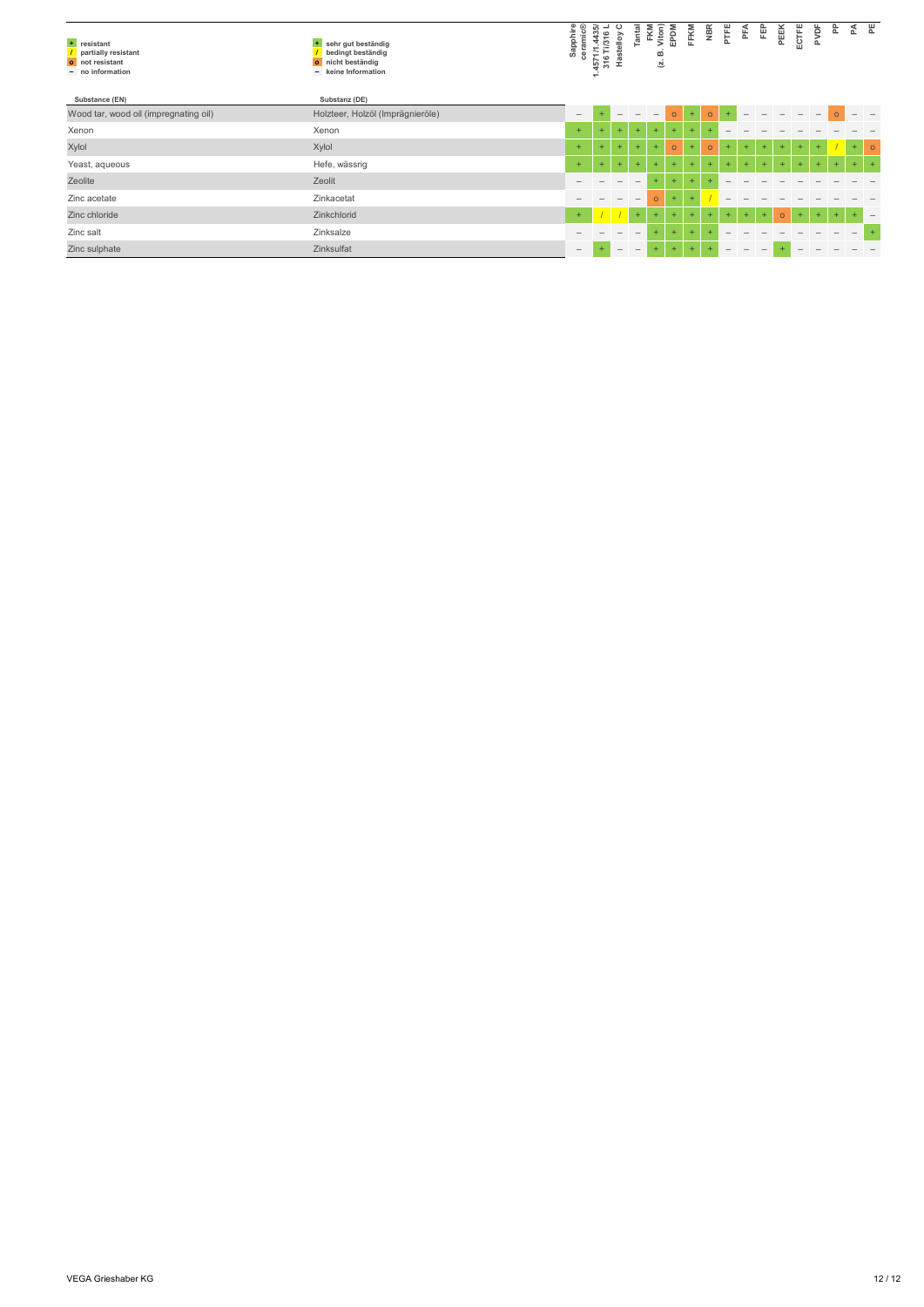| | |
|---|---|
| + resistant | + sehr gut beständig |
| / partially resistant | / bedingt beständig |
| o not resistant | o nicht beständig |
| – no information | – keine Information |

| Substance (EN) | Substanz (DE) | Sapphire ceramic® | 1.4571/1.4435/ 316 Ti/316 L | Hastelloy C | Tantal | FKM (z. B. Viton) | EPDM | FFKM | NBR | PTFE | PFA | FEP | PEEK | ECTFE | PVDF | PP | PA | PE |
|---|---|---|---|---|---|---|---|---|---|---|---|---|---|---|---|---|---|---|
| Wood tar, wood oil (impregnating oil) | Holzteer, Holzöl (Imprägnieröle) | – | + | – | – | – | o | + | o | + | – | – | – | – | – | o | – | – |
| Xenon | Xenon | + | + | + | + | + | + | + | + | – | – | – | – | – | – | – | – | – |
| Xylol | Xylol | + | + | + | + | + | o | + | o | + | + | + | + | + | + | / | + | o |
| Yeast, aqueous | Hefe, wässrig | + | + | + | + | + | + | + | + | + | + | + | + | + | + | + | + | + |
| Zeolite | Zeolit | – | – | – | – | + | + | + | + | – | – | – | – | – | – | – | – | – |
| Zinc acetate | Zinkacetat | – | – | – | – | o | + | + | / | – | – | – | – | – | – | – | – | – |
| Zinc chloride | Zinkchlorid | + | / | / | + | + | + | + | + | + | + | + | o | + | + | + | + | – |
| Zinc salt | Zinksalze | – | – | – | – | + | + | + | + | – | – | – | – | – | – | – | – | + |
| Zinc sulphate | Zinksulfat | – | + | – | – | + | + | + | + | – | – | – | + | – | – | – | – | – |

VEGA Grieshaber KG